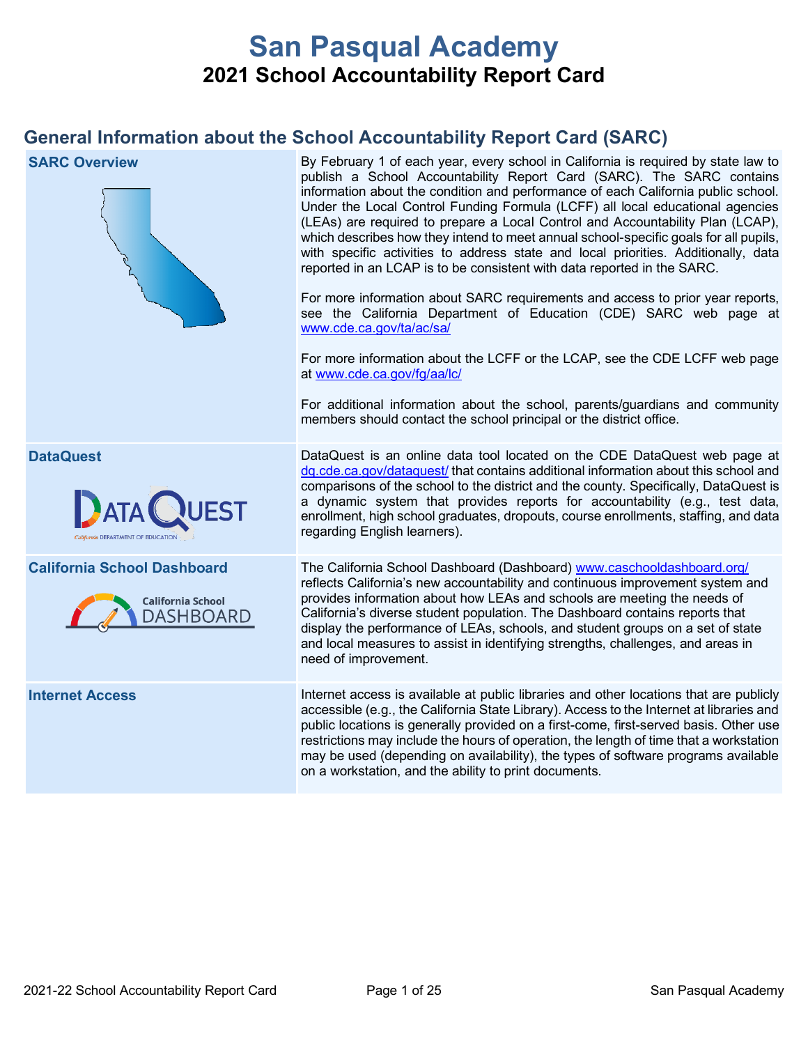# San Pasqual Academy

## 2021 School Accountability Report Card

## General Information about the School Accountability Report Card (SARC)

| | |
|---|---|
| **SARC Overview** | By February 1 of each year, every school in California is required by state law to publish a School Accountability Report Card (SARC). The SARC contains information about the condition and performance of each California public school. Under the Local Control Funding Formula (LCFF) all local educational agencies (LEAs) are required to prepare a Local Control and Accountability Plan (LCAP), which describes how they intend to meet annual school-specific goals for all pupils, with specific activities to address state and local priorities. Additionally, data reported in an LCAP is to be consistent with data reported in the SARC.<br><br>For more information about SARC requirements and access to prior year reports, see the California Department of Education (CDE) SARC web page at www.cde.ca.gov/ta/ac/sa/<br><br>For more information about the LCFF or the LCAP, see the CDE LCFF web page at www.cde.ca.gov/fg/aa/lc/<br><br>For additional information about the school, parents/guardians and community members should contact the school principal or the district office. |
| **DataQuest** | DataQuest is an online data tool located on the CDE DataQuest web page at dq.cde.ca.gov/dataquest/ that contains additional information about this school and comparisons of the school to the district and the county. Specifically, DataQuest is a dynamic system that provides reports for accountability (e.g., test data, enrollment, high school graduates, dropouts, course enrollments, staffing, and data regarding English learners). |
| **California School Dashboard** | The California School Dashboard (Dashboard) www.caschooldashboard.org/ reflects California's new accountability and continuous improvement system and provides information about how LEAs and schools are meeting the needs of California's diverse student population. The Dashboard contains reports that display the performance of LEAs, schools, and student groups on a set of state and local measures to assist in identifying strengths, challenges, and areas in need of improvement. |
| **Internet Access** | Internet access is available at public libraries and other locations that are publicly accessible (e.g., the California State Library). Access to the Internet at libraries and public locations is generally provided on a first-come, first-served basis. Other use restrictions may include the hours of operation, the length of time that a workstation may be used (depending on availability), the types of software programs available on a workstation, and the ability to print documents. |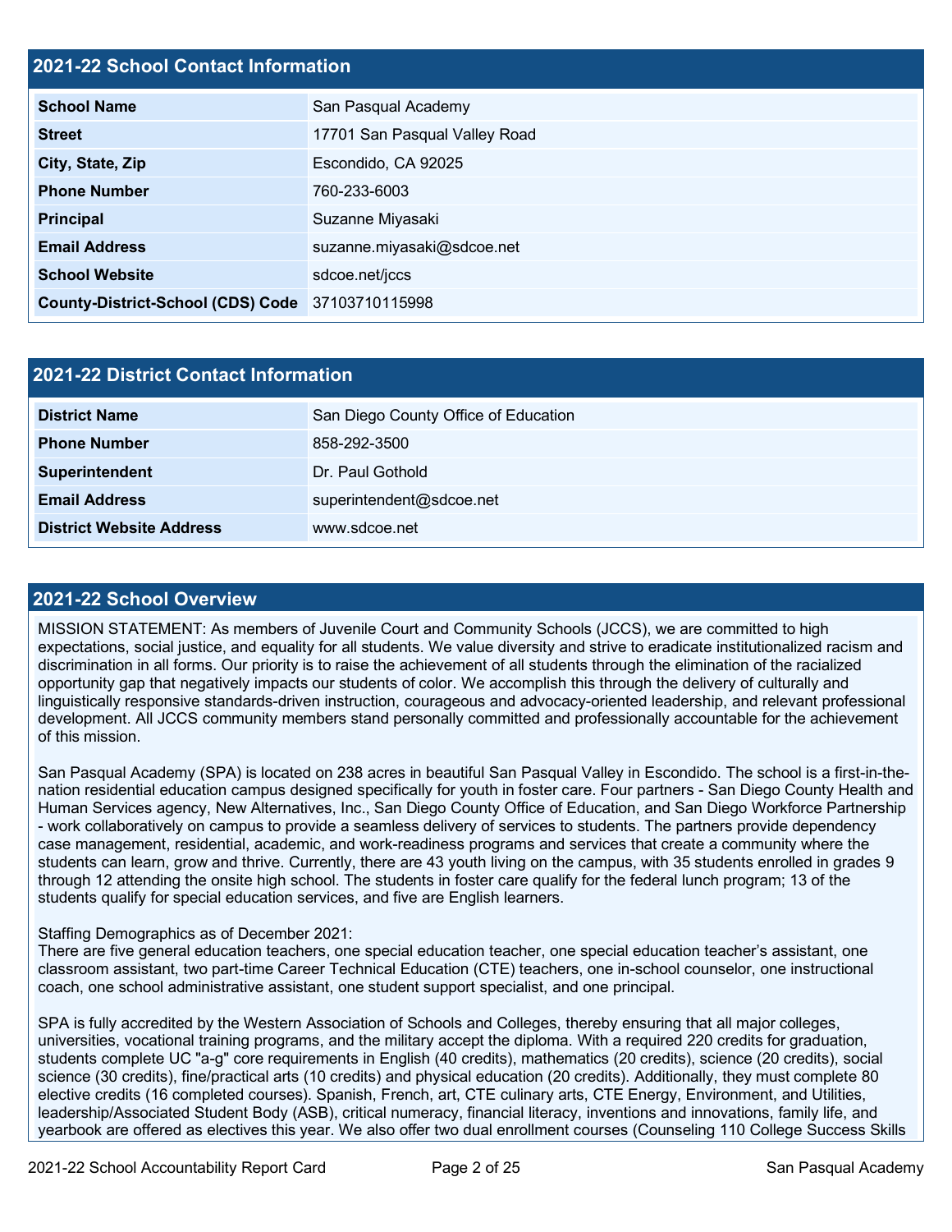## 2021-22 School Contact Information

| | |
|---|---|
| **School Name** | San Pasqual Academy |
| **Street** | 17701 San Pasqual Valley Road |
| **City, State, Zip** | Escondido, CA 92025 |
| **Phone Number** | 760-233-6003 |
| **Principal** | Suzanne Miyasaki |
| **Email Address** | suzanne.miyasaki@sdcoe.net |
| **School Website** | sdcoe.net/jccs |
| **County-District-School (CDS) Code** | 37103710115998 |

## 2021-22 District Contact Information

| | |
|---|---|
| **District Name** | San Diego County Office of Education |
| **Phone Number** | 858-292-3500 |
| **Superintendent** | Dr. Paul Gothold |
| **Email Address** | superintendent@sdcoe.net |
| **District Website Address** | www.sdcoe.net |

## 2021-22 School Overview

MISSION STATEMENT: As members of Juvenile Court and Community Schools (JCCS), we are committed to high expectations, social justice, and equality for all students. We value diversity and strive to eradicate institutionalized racism and discrimination in all forms. Our priority is to raise the achievement of all students through the elimination of the racialized opportunity gap that negatively impacts our students of color. We accomplish this through the delivery of culturally and linguistically responsive standards-driven instruction, courageous and advocacy-oriented leadership, and relevant professional development. All JCCS community members stand personally committed and professionally accountable for the achievement of this mission.

San Pasqual Academy (SPA) is located on 238 acres in beautiful San Pasqual Valley in Escondido. The school is a first-in-the-nation residential education campus designed specifically for youth in foster care. Four partners - San Diego County Health and Human Services agency, New Alternatives, Inc., San Diego County Office of Education, and San Diego Workforce Partnership - work collaboratively on campus to provide a seamless delivery of services to students. The partners provide dependency case management, residential, academic, and work-readiness programs and services that create a community where the students can learn, grow and thrive. Currently, there are 43 youth living on the campus, with 35 students enrolled in grades 9 through 12 attending the onsite high school. The students in foster care qualify for the federal lunch program; 13 of the students qualify for special education services, and five are English learners.

Staffing Demographics as of December 2021:
There are five general education teachers, one special education teacher, one special education teacher's assistant, one classroom assistant, two part-time Career Technical Education (CTE) teachers, one in-school counselor, one instructional coach, one school administrative assistant, one student support specialist, and one principal.

SPA is fully accredited by the Western Association of Schools and Colleges, thereby ensuring that all major colleges, universities, vocational training programs, and the military accept the diploma. With a required 220 credits for graduation, students complete UC "a-g" core requirements in English (40 credits), mathematics (20 credits), science (20 credits), social science (30 credits), fine/practical arts (10 credits) and physical education (20 credits). Additionally, they must complete 80 elective credits (16 completed courses). Spanish, French, art, CTE culinary arts, CTE Energy, Environment, and Utilities, leadership/Associated Student Body (ASB), critical numeracy, financial literacy, inventions and innovations, family life, and yearbook are offered as electives this year. We also offer two dual enrollment courses (Counseling 110 College Success Skills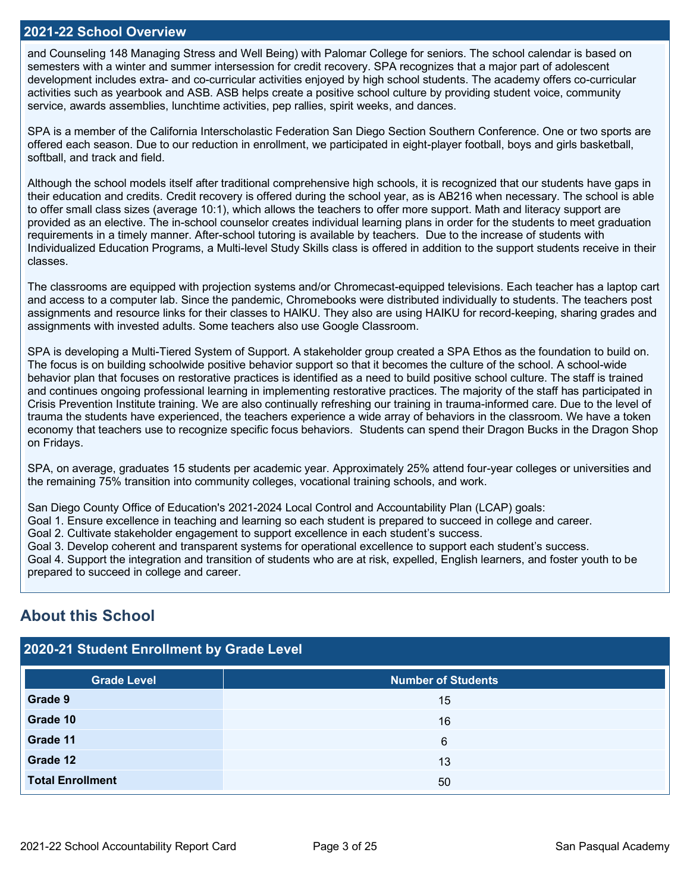## 2021-22 School Overview

and Counseling 148 Managing Stress and Well Being) with Palomar College for seniors. The school calendar is based on semesters with a winter and summer intersession for credit recovery. SPA recognizes that a major part of adolescent development includes extra- and co-curricular activities enjoyed by high school students. The academy offers co-curricular activities such as yearbook and ASB. ASB helps create a positive school culture by providing student voice, community service, awards assemblies, lunchtime activities, pep rallies, spirit weeks, and dances.

SPA is a member of the California Interscholastic Federation San Diego Section Southern Conference. One or two sports are offered each season. Due to our reduction in enrollment, we participated in eight-player football, boys and girls basketball, softball, and track and field.

Although the school models itself after traditional comprehensive high schools, it is recognized that our students have gaps in their education and credits. Credit recovery is offered during the school year, as is AB216 when necessary. The school is able to offer small class sizes (average 10:1), which allows the teachers to offer more support. Math and literacy support are provided as an elective. The in-school counselor creates individual learning plans in order for the students to meet graduation requirements in a timely manner. After-school tutoring is available by teachers. Due to the increase of students with Individualized Education Programs, a Multi-level Study Skills class is offered in addition to the support students receive in their classes.

The classrooms are equipped with projection systems and/or Chromecast-equipped televisions. Each teacher has a laptop cart and access to a computer lab. Since the pandemic, Chromebooks were distributed individually to students. The teachers post assignments and resource links for their classes to HAIKU. They also are using HAIKU for record-keeping, sharing grades and assignments with invested adults. Some teachers also use Google Classroom.

SPA is developing a Multi-Tiered System of Support. A stakeholder group created a SPA Ethos as the foundation to build on. The focus is on building schoolwide positive behavior support so that it becomes the culture of the school. A school-wide behavior plan that focuses on restorative practices is identified as a need to build positive school culture. The staff is trained and continues ongoing professional learning in implementing restorative practices. The majority of the staff has participated in Crisis Prevention Institute training. We are also continually refreshing our training in trauma-informed care. Due to the level of trauma the students have experienced, the teachers experience a wide array of behaviors in the classroom. We have a token economy that teachers use to recognize specific focus behaviors. Students can spend their Dragon Bucks in the Dragon Shop on Fridays.

SPA, on average, graduates 15 students per academic year. Approximately 25% attend four-year colleges or universities and the remaining 75% transition into community colleges, vocational training schools, and work.

San Diego County Office of Education's 2021-2024 Local Control and Accountability Plan (LCAP) goals:
Goal 1. Ensure excellence in teaching and learning so each student is prepared to succeed in college and career.
Goal 2. Cultivate stakeholder engagement to support excellence in each student's success.
Goal 3. Develop coherent and transparent systems for operational excellence to support each student's success.
Goal 4. Support the integration and transition of students who are at risk, expelled, English learners, and foster youth to be prepared to succeed in college and career.

# About this School

## 2020-21 Student Enrollment by Grade Level

| Grade Level | Number of Students |
|---|---|
| **Grade 9** | 15 |
| **Grade 10** | 16 |
| **Grade 11** | 6 |
| **Grade 12** | 13 |
| **Total Enrollment** | 50 |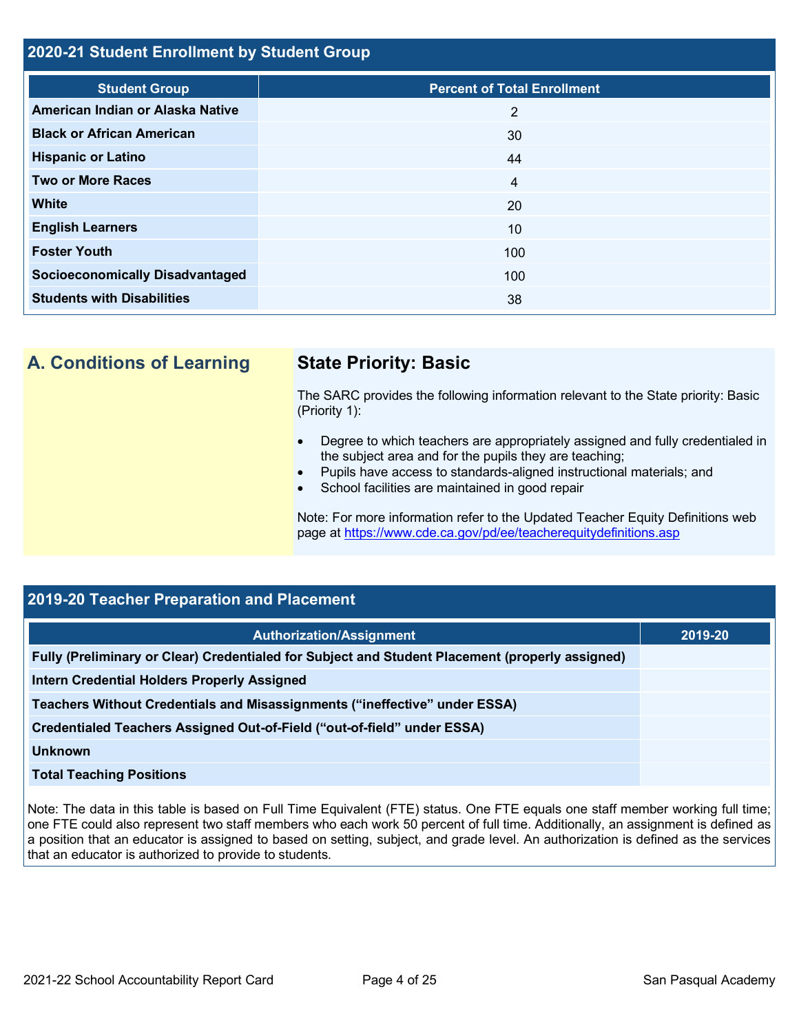## 2020-21 Student Enrollment by Student Group

| Student Group | Percent of Total Enrollment |
| --- | --- |
| American Indian or Alaska Native | 2 |
| Black or African American | 30 |
| Hispanic or Latino | 44 |
| Two or More Races | 4 |
| White | 20 |
| English Learners | 10 |
| Foster Youth | 100 |
| Socioeconomically Disadvantaged | 100 |
| Students with Disabilities | 38 |

## A. Conditions of Learning

### State Priority: Basic

The SARC provides the following information relevant to the State priority: Basic (Priority 1):

- Degree to which teachers are appropriately assigned and fully credentialed in the subject area and for the pupils they are teaching;
- Pupils have access to standards-aligned instructional materials; and
- School facilities are maintained in good repair

Note: For more information refer to the Updated Teacher Equity Definitions web page at https://www.cde.ca.gov/pd/ee/teacherequitydefinitions.asp

## 2019-20 Teacher Preparation and Placement

| Authorization/Assignment | 2019-20 |
| --- | --- |
| Fully (Preliminary or Clear) Credentialed for Subject and Student Placement (properly assigned) | |
| Intern Credential Holders Properly Assigned | |
| Teachers Without Credentials and Misassignments ("ineffective" under ESSA) | |
| Credentialed Teachers Assigned Out-of-Field ("out-of-field" under ESSA) | |
| Unknown | |
| Total Teaching Positions | |

Note: The data in this table is based on Full Time Equivalent (FTE) status. One FTE equals one staff member working full time; one FTE could also represent two staff members who each work 50 percent of full time. Additionally, an assignment is defined as a position that an educator is assigned to based on setting, subject, and grade level. An authorization is defined as the services that an educator is authorized to provide to students.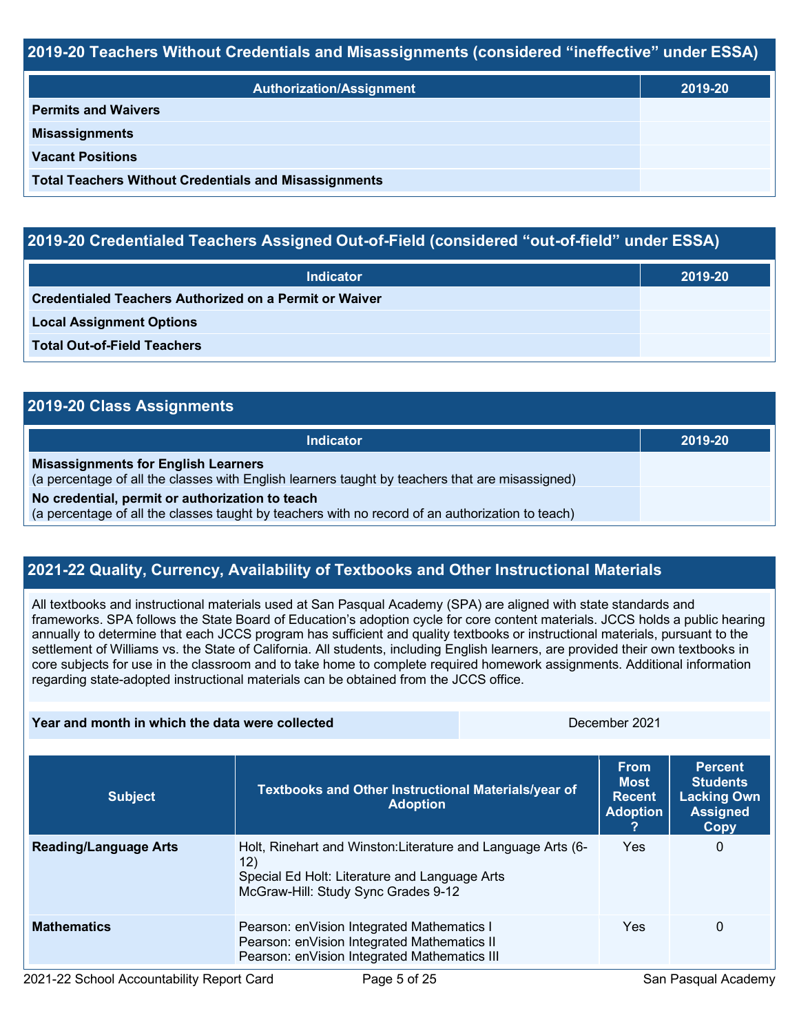## 2019-20 Teachers Without Credentials and Misassignments (considered “ineffective” under ESSA)

| Authorization/Assignment | 2019-20 |
| --- | --- |
| **Permits and Waivers** | |
| **Misassignments** | |
| **Vacant Positions** | |
| **Total Teachers Without Credentials and Misassignments** | |

## 2019-20 Credentialed Teachers Assigned Out-of-Field (considered “out-of-field” under ESSA)

| Indicator | 2019-20 |
| --- | --- |
| **Credentialed Teachers Authorized on a Permit or Waiver** | |
| **Local Assignment Options** | |
| **Total Out-of-Field Teachers** | |

## 2019-20 Class Assignments

| Indicator | 2019-20 |
| --- | --- |
| **Misassignments for English Learners** (a percentage of all the classes with English learners taught by teachers that are misassigned) | |
| **No credential, permit or authorization to teach** (a percentage of all the classes taught by teachers with no record of an authorization to teach) | |

## 2021-22 Quality, Currency, Availability of Textbooks and Other Instructional Materials

All textbooks and instructional materials used at San Pasqual Academy (SPA) are aligned with state standards and frameworks. SPA follows the State Board of Education’s adoption cycle for core content materials. JCCS holds a public hearing annually to determine that each JCCS program has sufficient and quality textbooks or instructional materials, pursuant to the settlement of Williams vs. the State of California. All students, including English learners, are provided their own textbooks in core subjects for use in the classroom and to take home to complete required homework assignments. Additional information regarding state-adopted instructional materials can be obtained from the JCCS office.

| Year and month in which the data were collected | December 2021 |
| --- | --- |

| Subject | Textbooks and Other Instructional Materials/year of Adoption | From Most Recent Adoption ? | Percent Students Lacking Own Assigned Copy |
| --- | --- | --- | --- |
| **Reading/Language Arts** | Holt, Rinehart and Winston:Literature and Language Arts (6-12)<br>Special Ed Holt: Literature and Language Arts<br>McGraw-Hill: Study Sync Grades 9-12 | Yes | 0 |
| **Mathematics** | Pearson: enVision Integrated Mathematics I<br>Pearson: enVision Integrated Mathematics II<br>Pearson: enVision Integrated Mathematics III | Yes | 0 |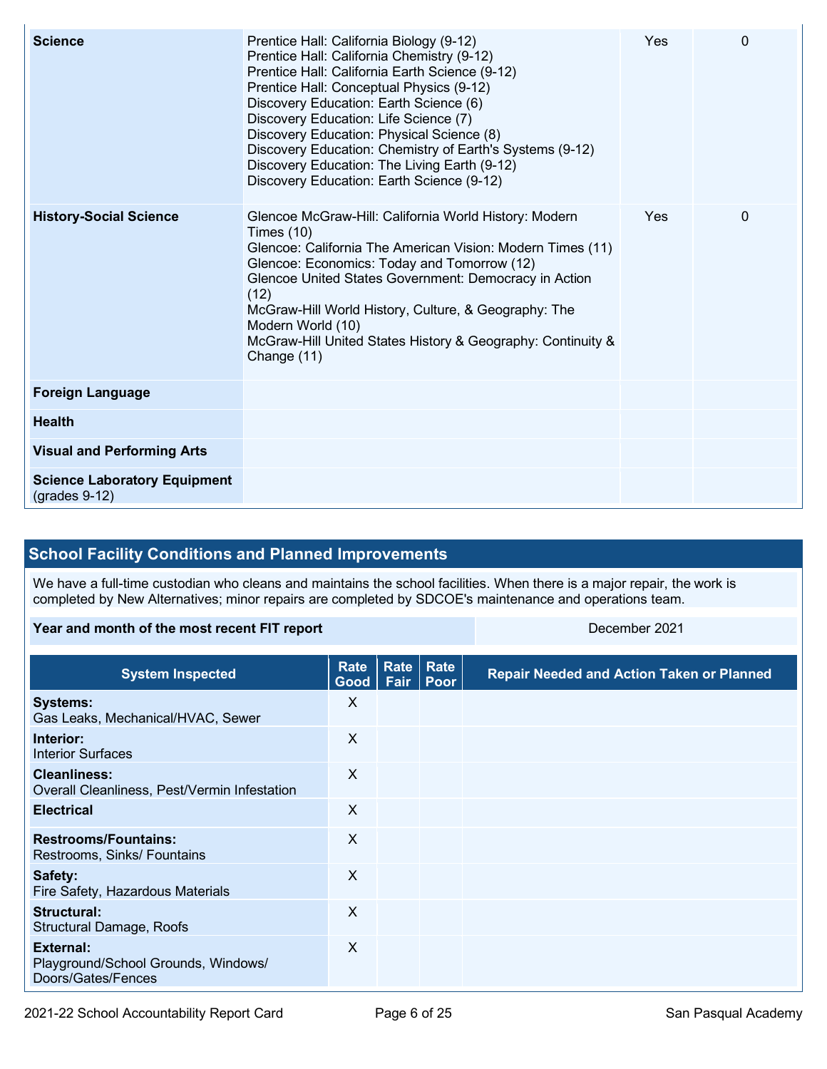| | | | |
|---|---|---|---|
| **Science** | Prentice Hall: California Biology (9-12)<br>Prentice Hall: California Chemistry (9-12)<br>Prentice Hall: California Earth Science (9-12)<br>Prentice Hall: Conceptual Physics (9-12)<br>Discovery Education: Earth Science (6)<br>Discovery Education: Life Science (7)<br>Discovery Education: Physical Science (8)<br>Discovery Education: Chemistry of Earth's Systems (9-12)<br>Discovery Education: The Living Earth (9-12)<br>Discovery Education: Earth Science (9-12) | Yes | 0 |
| **History-Social Science** | Glencoe McGraw-Hill: California World History: Modern Times (10)<br>Glencoe: California The American Vision: Modern Times (11)<br>Glencoe: Economics: Today and Tomorrow (12)<br>Glencoe United States Government: Democracy in Action (12)<br>McGraw-Hill World History, Culture, & Geography: The Modern World (10)<br>McGraw-Hill United States History & Geography: Continuity & Change (11) | Yes | 0 |
| **Foreign Language** | | | |
| **Health** | | | |
| **Visual and Performing Arts** | | | |
| **Science Laboratory Equipment** (grades 9-12) | | | |

## School Facility Conditions and Planned Improvements

We have a full-time custodian who cleans and maintains the school facilities. When there is a major repair, the work is completed by New Alternatives; minor repairs are completed by SDCOE's maintenance and operations team.

| Year and month of the most recent FIT report | December 2021 |
|---|---|

| System Inspected | Rate Good | Rate Fair | Rate Poor | Repair Needed and Action Taken or Planned |
|---|---|---|---|---|
| **Systems:**<br>Gas Leaks, Mechanical/HVAC, Sewer | X | | | |
| **Interior:**<br>Interior Surfaces | X | | | |
| **Cleanliness:**<br>Overall Cleanliness, Pest/Vermin Infestation | X | | | |
| **Electrical** | X | | | |
| **Restrooms/Fountains:**<br>Restrooms, Sinks/ Fountains | X | | | |
| **Safety:**<br>Fire Safety, Hazardous Materials | X | | | |
| **Structural:**<br>Structural Damage, Roofs | X | | | |
| **External:**<br>Playground/School Grounds, Windows/ Doors/Gates/Fences | X | | | |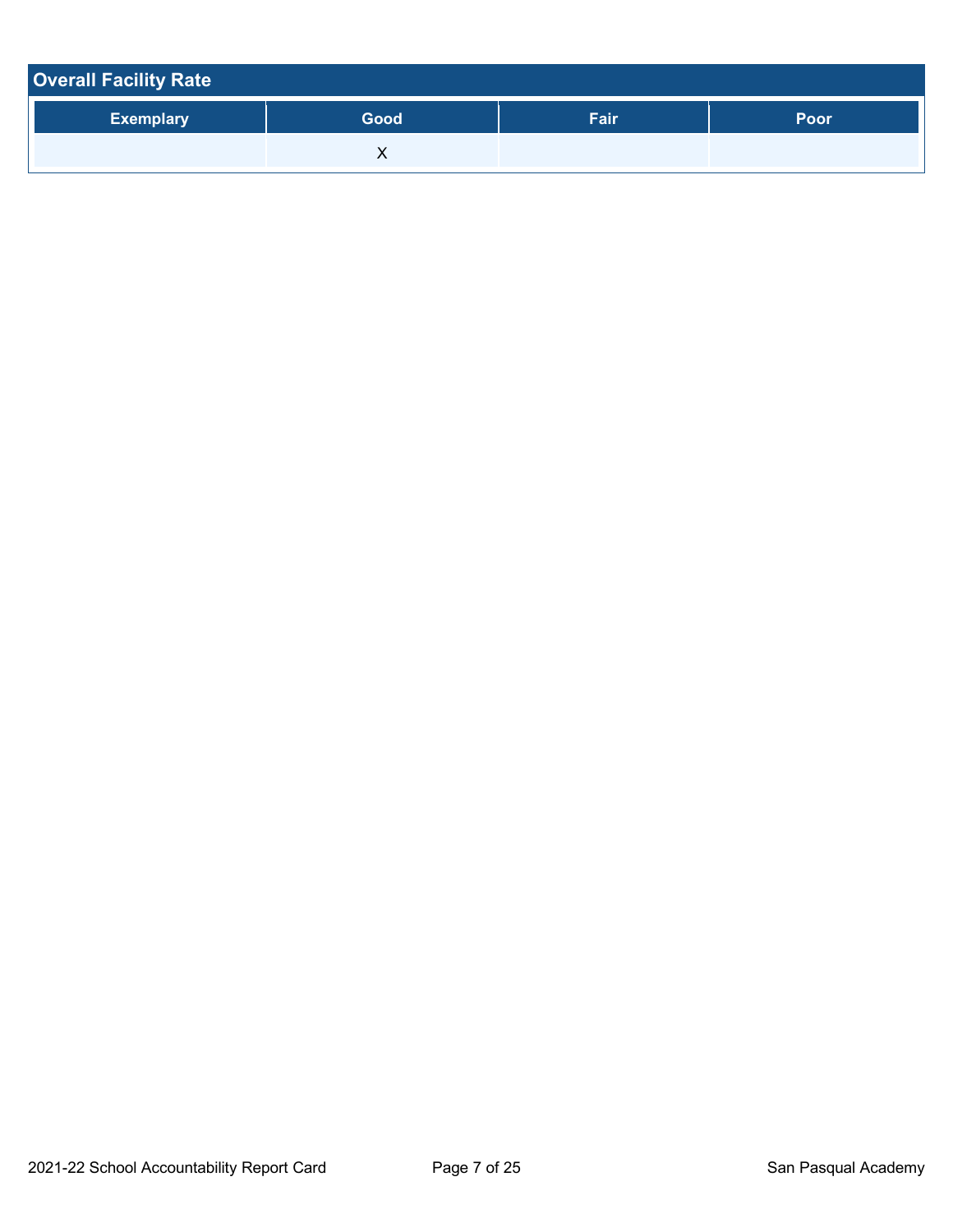## Overall Facility Rate

| Exemplary | Good | Fair | Poor |
| --- | --- | --- | --- |
| | X | | |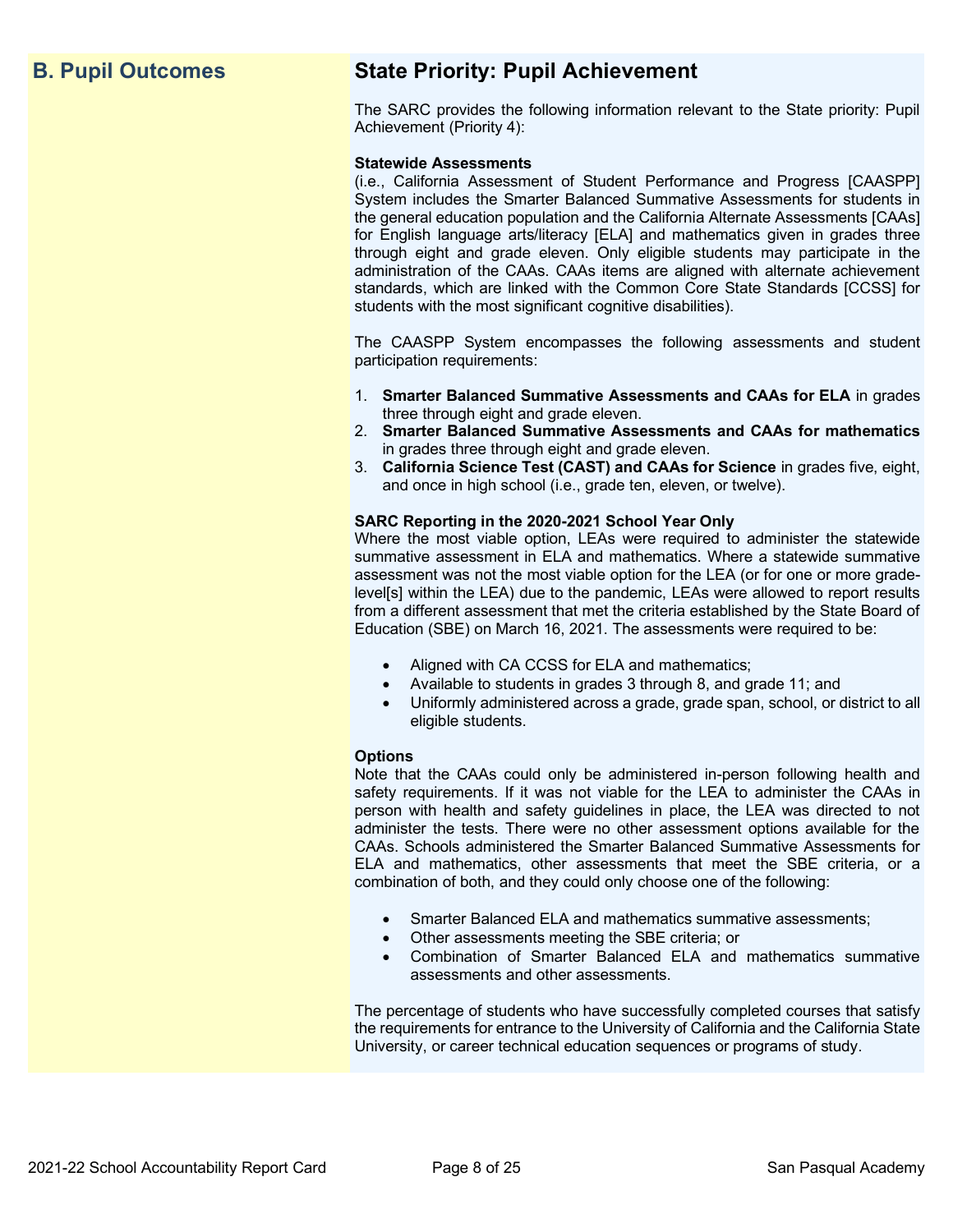## B. Pupil Outcomes

## State Priority: Pupil Achievement

The SARC provides the following information relevant to the State priority: Pupil Achievement (Priority 4):

**Statewide Assessments**
(i.e., California Assessment of Student Performance and Progress [CAASPP] System includes the Smarter Balanced Summative Assessments for students in the general education population and the California Alternate Assessments [CAAs] for English language arts/literacy [ELA] and mathematics given in grades three through eight and grade eleven. Only eligible students may participate in the administration of the CAAs. CAAs items are aligned with alternate achievement standards, which are linked with the Common Core State Standards [CCSS] for students with the most significant cognitive disabilities).

The CAASPP System encompasses the following assessments and student participation requirements:

1. **Smarter Balanced Summative Assessments and CAAs for ELA** in grades three through eight and grade eleven.
2. **Smarter Balanced Summative Assessments and CAAs for mathematics** in grades three through eight and grade eleven.
3. **California Science Test (CAST) and CAAs for Science** in grades five, eight, and once in high school (i.e., grade ten, eleven, or twelve).

**SARC Reporting in the 2020-2021 School Year Only**
Where the most viable option, LEAs were required to administer the statewide summative assessment in ELA and mathematics. Where a statewide summative assessment was not the most viable option for the LEA (or for one or more grade-level[s] within the LEA) due to the pandemic, LEAs were allowed to report results from a different assessment that met the criteria established by the State Board of Education (SBE) on March 16, 2021. The assessments were required to be:

- Aligned with CA CCSS for ELA and mathematics;
- Available to students in grades 3 through 8, and grade 11; and
- Uniformly administered across a grade, grade span, school, or district to all eligible students.

**Options**
Note that the CAAs could only be administered in-person following health and safety requirements. If it was not viable for the LEA to administer the CAAs in person with health and safety guidelines in place, the LEA was directed to not administer the tests. There were no other assessment options available for the CAAs. Schools administered the Smarter Balanced Summative Assessments for ELA and mathematics, other assessments that meet the SBE criteria, or a combination of both, and they could only choose one of the following:

- Smarter Balanced ELA and mathematics summative assessments;
- Other assessments meeting the SBE criteria; or
- Combination of Smarter Balanced ELA and mathematics summative assessments and other assessments.

The percentage of students who have successfully completed courses that satisfy the requirements for entrance to the University of California and the California State University, or career technical education sequences or programs of study.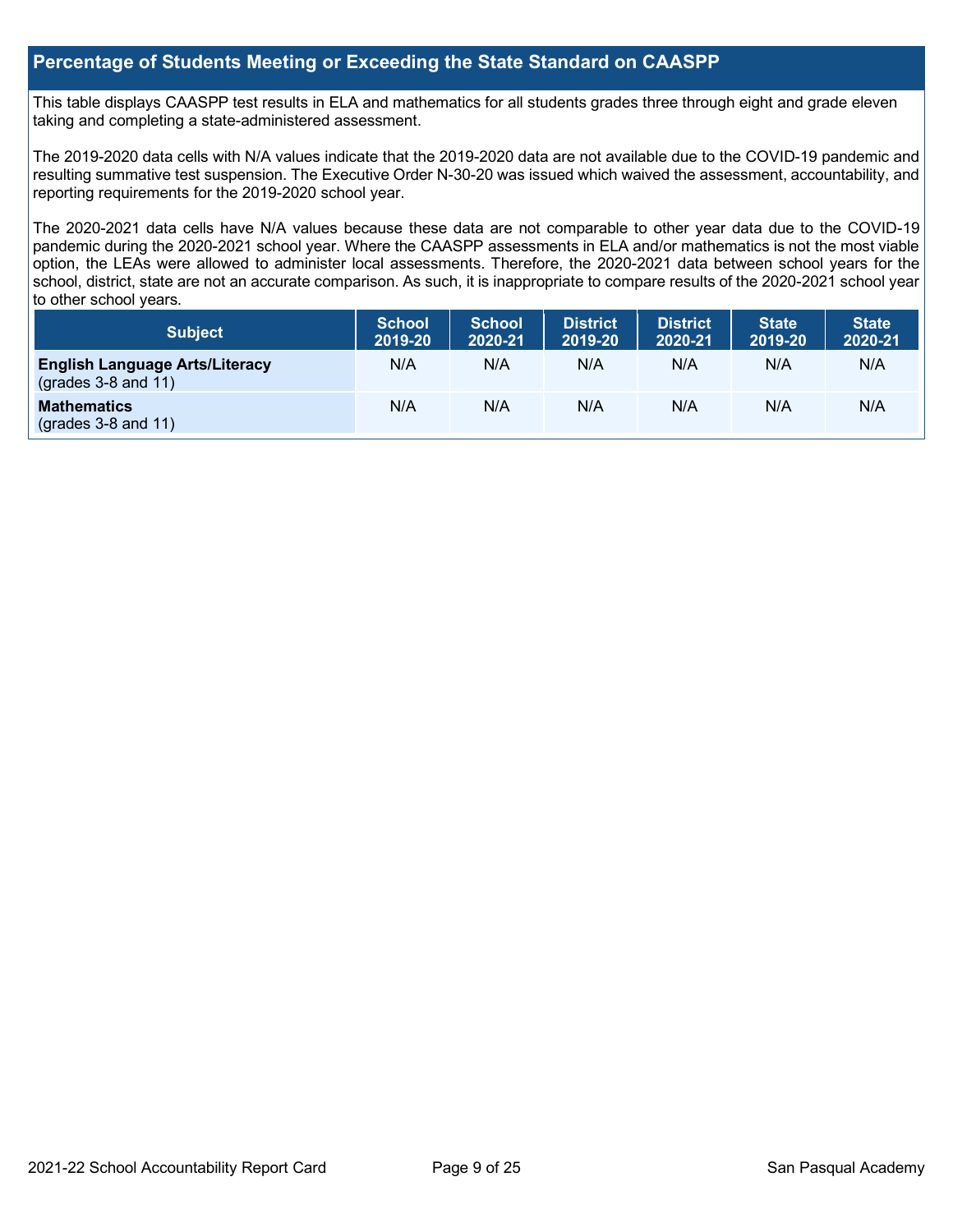## Percentage of Students Meeting or Exceeding the State Standard on CAASPP

This table displays CAASPP test results in ELA and mathematics for all students grades three through eight and grade eleven taking and completing a state-administered assessment.

The 2019-2020 data cells with N/A values indicate that the 2019-2020 data are not available due to the COVID-19 pandemic and resulting summative test suspension. The Executive Order N-30-20 was issued which waived the assessment, accountability, and reporting requirements for the 2019-2020 school year.

The 2020-2021 data cells have N/A values because these data are not comparable to other year data due to the COVID-19 pandemic during the 2020-2021 school year. Where the CAASPP assessments in ELA and/or mathematics is not the most viable option, the LEAs were allowed to administer local assessments. Therefore, the 2020-2021 data between school years for the school, district, state are not an accurate comparison. As such, it is inappropriate to compare results of the 2020-2021 school year to other school years.

| Subject | School 2019-20 | School 2020-21 | District 2019-20 | District 2020-21 | State 2019-20 | State 2020-21 |
|---|---|---|---|---|---|---|
| **English Language Arts/Literacy** (grades 3-8 and 11) | N/A | N/A | N/A | N/A | N/A | N/A |
| **Mathematics** (grades 3-8 and 11) | N/A | N/A | N/A | N/A | N/A | N/A |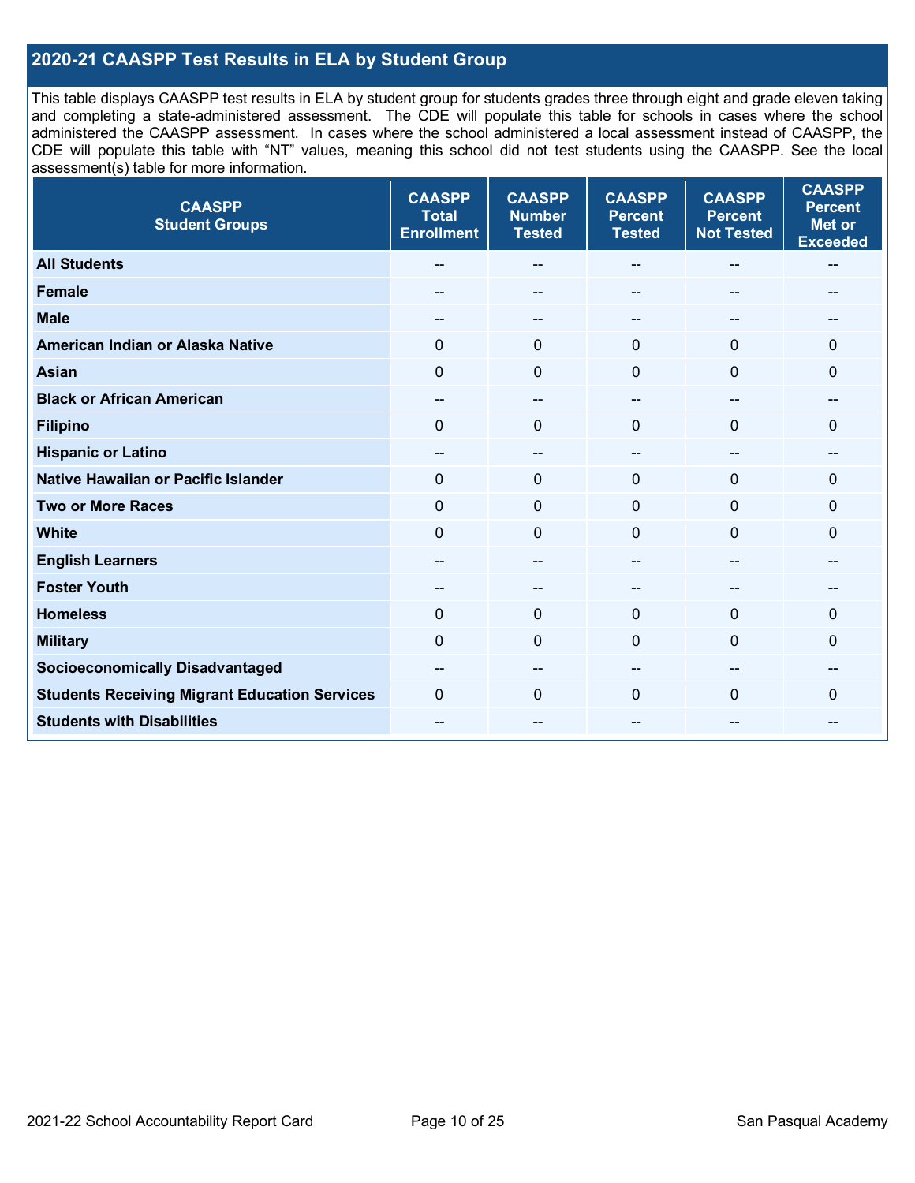## 2020-21 CAASPP Test Results in ELA by Student Group

This table displays CAASPP test results in ELA by student group for students grades three through eight and grade eleven taking and completing a state-administered assessment. The CDE will populate this table for schools in cases where the school administered the CAASPP assessment. In cases where the school administered a local assessment instead of CAASPP, the CDE will populate this table with "NT" values, meaning this school did not test students using the CAASPP. See the local assessment(s) table for more information.

| CAASPP Student Groups | CAASPP Total Enrollment | CAASPP Number Tested | CAASPP Percent Tested | CAASPP Percent Not Tested | CAASPP Percent Met or Exceeded |
|---|---|---|---|---|---|
| **All Students** | -- | -- | -- | -- | -- |
| **Female** | -- | -- | -- | -- | -- |
| **Male** | -- | -- | -- | -- | -- |
| **American Indian or Alaska Native** | 0 | 0 | 0 | 0 | 0 |
| **Asian** | 0 | 0 | 0 | 0 | 0 |
| **Black or African American** | -- | -- | -- | -- | -- |
| **Filipino** | 0 | 0 | 0 | 0 | 0 |
| **Hispanic or Latino** | -- | -- | -- | -- | -- |
| **Native Hawaiian or Pacific Islander** | 0 | 0 | 0 | 0 | 0 |
| **Two or More Races** | 0 | 0 | 0 | 0 | 0 |
| **White** | 0 | 0 | 0 | 0 | 0 |
| **English Learners** | -- | -- | -- | -- | -- |
| **Foster Youth** | -- | -- | -- | -- | -- |
| **Homeless** | 0 | 0 | 0 | 0 | 0 |
| **Military** | 0 | 0 | 0 | 0 | 0 |
| **Socioeconomically Disadvantaged** | -- | -- | -- | -- | -- |
| **Students Receiving Migrant Education Services** | 0 | 0 | 0 | 0 | 0 |
| **Students with Disabilities** | -- | -- | -- | -- | -- |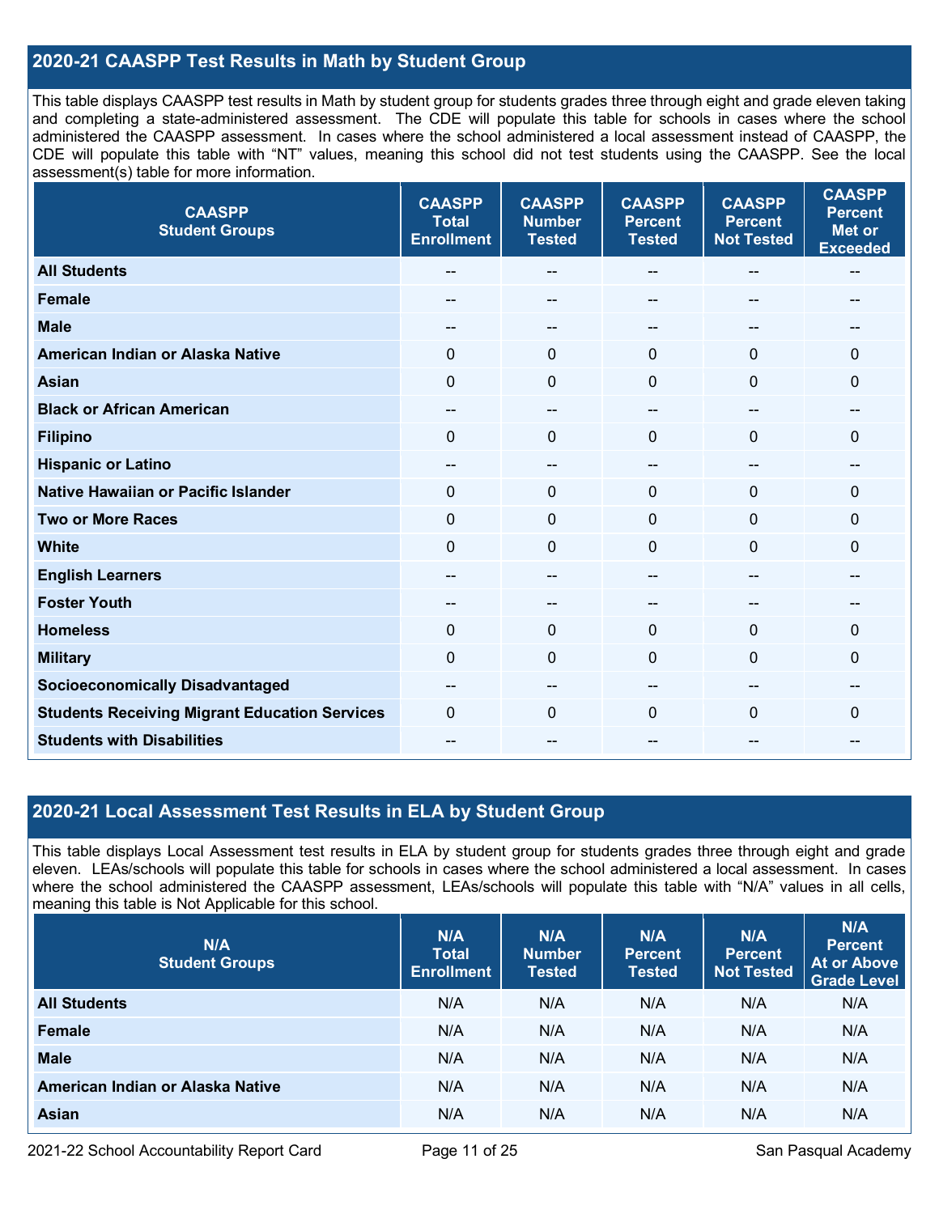## 2020-21 CAASPP Test Results in Math by Student Group

This table displays CAASPP test results in Math by student group for students grades three through eight and grade eleven taking and completing a state-administered assessment. The CDE will populate this table for schools in cases where the school administered the CAASPP assessment. In cases where the school administered a local assessment instead of CAASPP, the CDE will populate this table with "NT" values, meaning this school did not test students using the CAASPP. See the local assessment(s) table for more information.

| CAASPP Student Groups | CAASPP Total Enrollment | CAASPP Number Tested | CAASPP Percent Tested | CAASPP Percent Not Tested | CAASPP Percent Met or Exceeded |
|---|---|---|---|---|---|
| **All Students** | -- | -- | -- | -- | -- |
| **Female** | -- | -- | -- | -- | -- |
| **Male** | -- | -- | -- | -- | -- |
| **American Indian or Alaska Native** | 0 | 0 | 0 | 0 | 0 |
| **Asian** | 0 | 0 | 0 | 0 | 0 |
| **Black or African American** | -- | -- | -- | -- | -- |
| **Filipino** | 0 | 0 | 0 | 0 | 0 |
| **Hispanic or Latino** | -- | -- | -- | -- | -- |
| **Native Hawaiian or Pacific Islander** | 0 | 0 | 0 | 0 | 0 |
| **Two or More Races** | 0 | 0 | 0 | 0 | 0 |
| **White** | 0 | 0 | 0 | 0 | 0 |
| **English Learners** | -- | -- | -- | -- | -- |
| **Foster Youth** | -- | -- | -- | -- | -- |
| **Homeless** | 0 | 0 | 0 | 0 | 0 |
| **Military** | 0 | 0 | 0 | 0 | 0 |
| **Socioeconomically Disadvantaged** | -- | -- | -- | -- | -- |
| **Students Receiving Migrant Education Services** | 0 | 0 | 0 | 0 | 0 |
| **Students with Disabilities** | -- | -- | -- | -- | -- |

## 2020-21 Local Assessment Test Results in ELA by Student Group

This table displays Local Assessment test results in ELA by student group for students grades three through eight and grade eleven. LEAs/schools will populate this table for schools in cases where the school administered a local assessment. In cases where the school administered the CAASPP assessment, LEAs/schools will populate this table with "N/A" values in all cells, meaning this table is Not Applicable for this school.

| N/A Student Groups | N/A Total Enrollment | N/A Number Tested | N/A Percent Tested | N/A Percent Not Tested | N/A Percent At or Above Grade Level |
|---|---|---|---|---|---|
| **All Students** | N/A | N/A | N/A | N/A | N/A |
| **Female** | N/A | N/A | N/A | N/A | N/A |
| **Male** | N/A | N/A | N/A | N/A | N/A |
| **American Indian or Alaska Native** | N/A | N/A | N/A | N/A | N/A |
| **Asian** | N/A | N/A | N/A | N/A | N/A |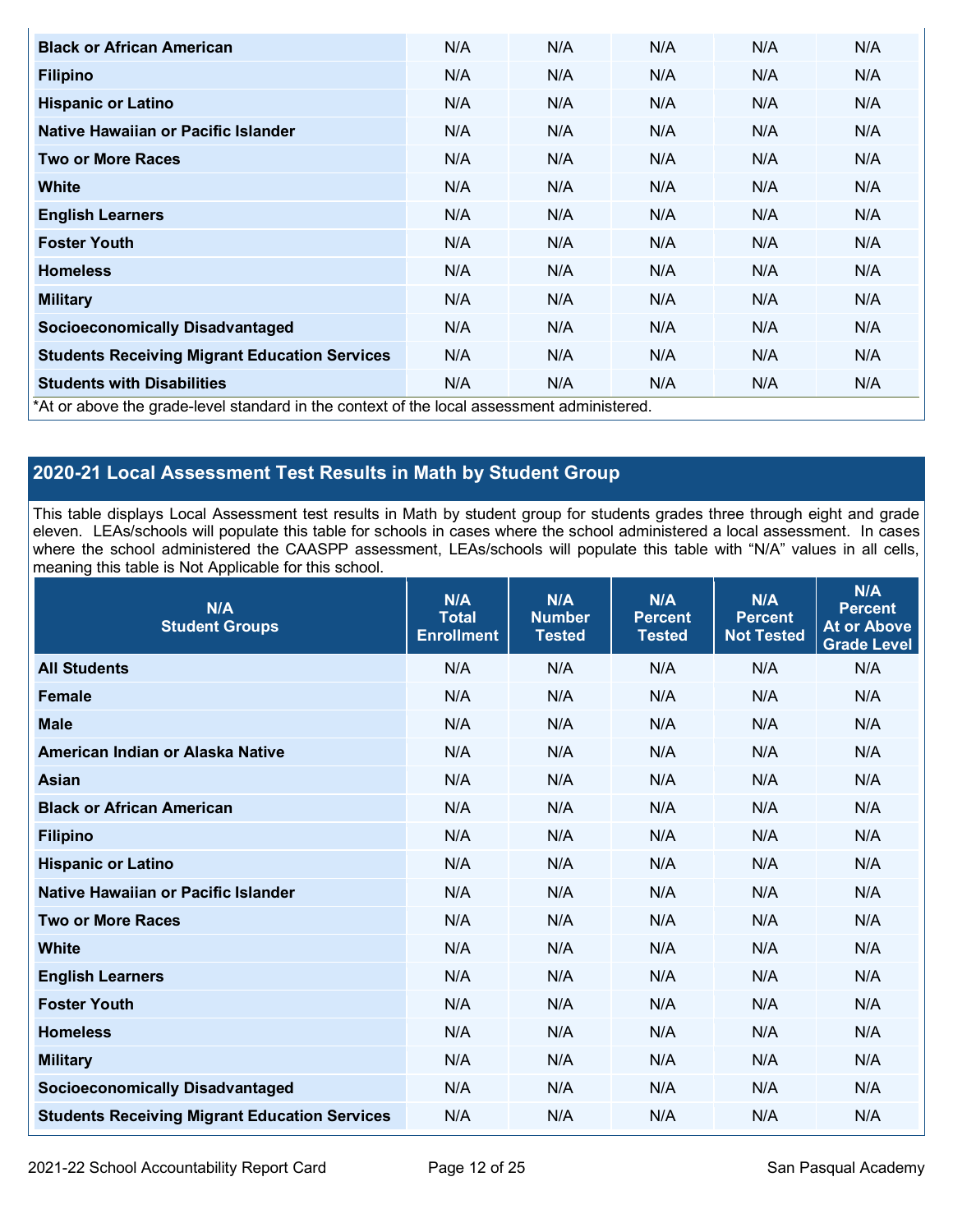| | | | | | |
|---|---|---|---|---|---|
| Black or African American | N/A | N/A | N/A | N/A | N/A |
| Filipino | N/A | N/A | N/A | N/A | N/A |
| Hispanic or Latino | N/A | N/A | N/A | N/A | N/A |
| Native Hawaiian or Pacific Islander | N/A | N/A | N/A | N/A | N/A |
| Two or More Races | N/A | N/A | N/A | N/A | N/A |
| White | N/A | N/A | N/A | N/A | N/A |
| English Learners | N/A | N/A | N/A | N/A | N/A |
| Foster Youth | N/A | N/A | N/A | N/A | N/A |
| Homeless | N/A | N/A | N/A | N/A | N/A |
| Military | N/A | N/A | N/A | N/A | N/A |
| Socioeconomically Disadvantaged | N/A | N/A | N/A | N/A | N/A |
| Students Receiving Migrant Education Services | N/A | N/A | N/A | N/A | N/A |
| Students with Disabilities | N/A | N/A | N/A | N/A | N/A |

*At or above the grade-level standard in the context of the local assessment administered.

## 2020-21 Local Assessment Test Results in Math by Student Group

This table displays Local Assessment test results in Math by student group for students grades three through eight and grade eleven. LEAs/schools will populate this table for schools in cases where the school administered a local assessment. In cases where the school administered the CAASPP assessment, LEAs/schools will populate this table with "N/A" values in all cells, meaning this table is Not Applicable for this school.

| N/A Student Groups | N/A Total Enrollment | N/A Number Tested | N/A Percent Tested | N/A Percent Not Tested | N/A Percent At or Above Grade Level |
|---|---|---|---|---|---|
| All Students | N/A | N/A | N/A | N/A | N/A |
| Female | N/A | N/A | N/A | N/A | N/A |
| Male | N/A | N/A | N/A | N/A | N/A |
| American Indian or Alaska Native | N/A | N/A | N/A | N/A | N/A |
| Asian | N/A | N/A | N/A | N/A | N/A |
| Black or African American | N/A | N/A | N/A | N/A | N/A |
| Filipino | N/A | N/A | N/A | N/A | N/A |
| Hispanic or Latino | N/A | N/A | N/A | N/A | N/A |
| Native Hawaiian or Pacific Islander | N/A | N/A | N/A | N/A | N/A |
| Two or More Races | N/A | N/A | N/A | N/A | N/A |
| White | N/A | N/A | N/A | N/A | N/A |
| English Learners | N/A | N/A | N/A | N/A | N/A |
| Foster Youth | N/A | N/A | N/A | N/A | N/A |
| Homeless | N/A | N/A | N/A | N/A | N/A |
| Military | N/A | N/A | N/A | N/A | N/A |
| Socioeconomically Disadvantaged | N/A | N/A | N/A | N/A | N/A |
| Students Receiving Migrant Education Services | N/A | N/A | N/A | N/A | N/A |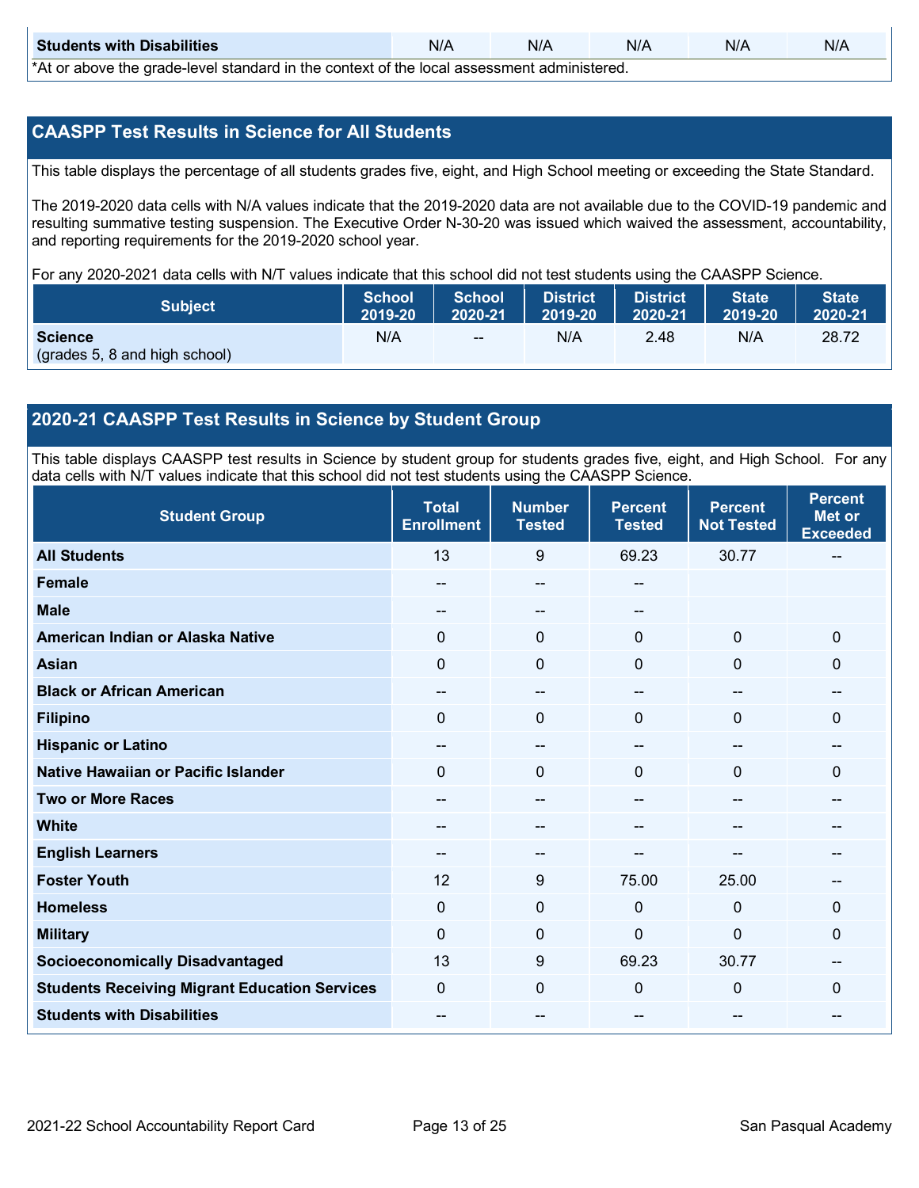| Students with Disabilities | N/A | N/A | N/A | N/A | N/A |
|---|---|---|---|---|---|

*At or above the grade-level standard in the context of the local assessment administered.

## CAASPP Test Results in Science for All Students

This table displays the percentage of all students grades five, eight, and High School meeting or exceeding the State Standard.

The 2019-2020 data cells with N/A values indicate that the 2019-2020 data are not available due to the COVID-19 pandemic and resulting summative testing suspension. The Executive Order N-30-20 was issued which waived the assessment, accountability, and reporting requirements for the 2019-2020 school year.

For any 2020-2021 data cells with N/T values indicate that this school did not test students using the CAASPP Science.

| Subject | School 2019-20 | School 2020-21 | District 2019-20 | District 2020-21 | State 2019-20 | State 2020-21 |
|---|---|---|---|---|---|---|
| **Science** (grades 5, 8 and high school) | N/A | -- | N/A | 2.48 | N/A | 28.72 |

## 2020-21 CAASPP Test Results in Science by Student Group

This table displays CAASPP test results in Science by student group for students grades five, eight, and High School. For any data cells with N/T values indicate that this school did not test students using the CAASPP Science.

| Student Group | Total Enrollment | Number Tested | Percent Tested | Percent Not Tested | Percent Met or Exceeded |
|---|---|---|---|---|---|
| **All Students** | 13 | 9 | 69.23 | 30.77 | -- |
| **Female** | -- | -- | -- | | |
| **Male** | -- | -- | -- | | |
| **American Indian or Alaska Native** | 0 | 0 | 0 | 0 | 0 |
| **Asian** | 0 | 0 | 0 | 0 | 0 |
| **Black or African American** | -- | -- | -- | -- | -- |
| **Filipino** | 0 | 0 | 0 | 0 | 0 |
| **Hispanic or Latino** | -- | -- | -- | -- | -- |
| **Native Hawaiian or Pacific Islander** | 0 | 0 | 0 | 0 | 0 |
| **Two or More Races** | -- | -- | -- | -- | -- |
| **White** | -- | -- | -- | -- | -- |
| **English Learners** | -- | -- | -- | -- | -- |
| **Foster Youth** | 12 | 9 | 75.00 | 25.00 | -- |
| **Homeless** | 0 | 0 | 0 | 0 | 0 |
| **Military** | 0 | 0 | 0 | 0 | 0 |
| **Socioeconomically Disadvantaged** | 13 | 9 | 69.23 | 30.77 | -- |
| **Students Receiving Migrant Education Services** | 0 | 0 | 0 | 0 | 0 |
| **Students with Disabilities** | -- | -- | -- | -- | -- |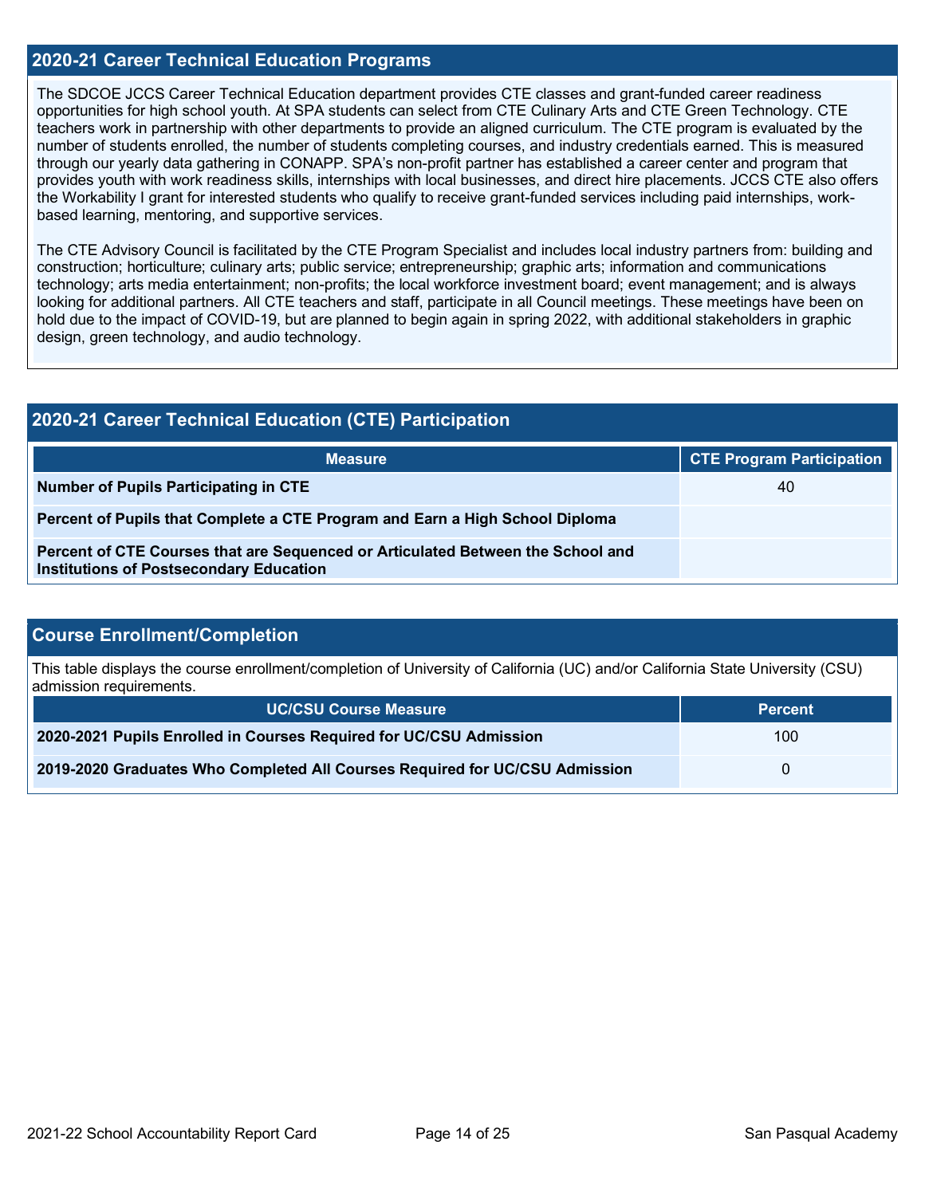## 2020-21 Career Technical Education Programs

The SDCOE JCCS Career Technical Education department provides CTE classes and grant-funded career readiness opportunities for high school youth. At SPA students can select from CTE Culinary Arts and CTE Green Technology. CTE teachers work in partnership with other departments to provide an aligned curriculum. The CTE program is evaluated by the number of students enrolled, the number of students completing courses, and industry credentials earned. This is measured through our yearly data gathering in CONAPP. SPA's non-profit partner has established a career center and program that provides youth with work readiness skills, internships with local businesses, and direct hire placements. JCCS CTE also offers the Workability I grant for interested students who qualify to receive grant-funded services including paid internships, work-based learning, mentoring, and supportive services.

The CTE Advisory Council is facilitated by the CTE Program Specialist and includes local industry partners from: building and construction; horticulture; culinary arts; public service; entrepreneurship; graphic arts; information and communications technology; arts media entertainment; non-profits; the local workforce investment board; event management; and is always looking for additional partners. All CTE teachers and staff, participate in all Council meetings. These meetings have been on hold due to the impact of COVID-19, but are planned to begin again in spring 2022, with additional stakeholders in graphic design, green technology, and audio technology.

## 2020-21 Career Technical Education (CTE) Participation

| Measure | CTE Program Participation |
| --- | --- |
| **Number of Pupils Participating in CTE** | 40 |
| **Percent of Pupils that Complete a CTE Program and Earn a High School Diploma** | |
| **Percent of CTE Courses that are Sequenced or Articulated Between the School and Institutions of Postsecondary Education** | |

## Course Enrollment/Completion

This table displays the course enrollment/completion of University of California (UC) and/or California State University (CSU) admission requirements.

| UC/CSU Course Measure | Percent |
| --- | --- |
| **2020-2021 Pupils Enrolled in Courses Required for UC/CSU Admission** | 100 |
| **2019-2020 Graduates Who Completed All Courses Required for UC/CSU Admission** | 0 |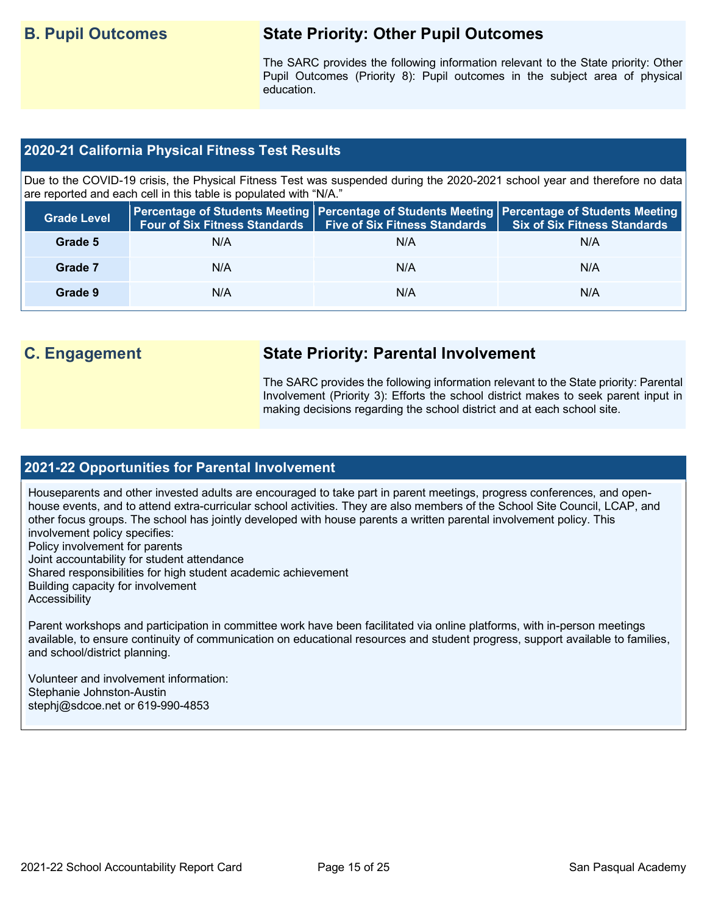## B. Pupil Outcomes

### State Priority: Other Pupil Outcomes

The SARC provides the following information relevant to the State priority: Other Pupil Outcomes (Priority 8): Pupil outcomes in the subject area of physical education.

### 2020-21 California Physical Fitness Test Results

Due to the COVID-19 crisis, the Physical Fitness Test was suspended during the 2020-2021 school year and therefore no data are reported and each cell in this table is populated with "N/A."

| Grade Level | Percentage of Students Meeting Four of Six Fitness Standards | Percentage of Students Meeting Five of Six Fitness Standards | Percentage of Students Meeting Six of Six Fitness Standards |
|---|---|---|---|
| Grade 5 | N/A | N/A | N/A |
| Grade 7 | N/A | N/A | N/A |
| Grade 9 | N/A | N/A | N/A |

## C. Engagement

### State Priority: Parental Involvement

The SARC provides the following information relevant to the State priority: Parental Involvement (Priority 3): Efforts the school district makes to seek parent input in making decisions regarding the school district and at each school site.

### 2021-22 Opportunities for Parental Involvement

Houseparents and other invested adults are encouraged to take part in parent meetings, progress conferences, and open-house events, and to attend extra-curricular school activities. They are also members of the School Site Council, LCAP, and other focus groups. The school has jointly developed with house parents a written parental involvement policy. This involvement policy specifies:
Policy involvement for parents
Joint accountability for student attendance
Shared responsibilities for high student academic achievement
Building capacity for involvement
Accessibility

Parent workshops and participation in committee work have been facilitated via online platforms, with in-person meetings available, to ensure continuity of communication on educational resources and student progress, support available to families, and school/district planning.

Volunteer and involvement information:
Stephanie Johnston-Austin
stephj@sdcoe.net or 619-990-4853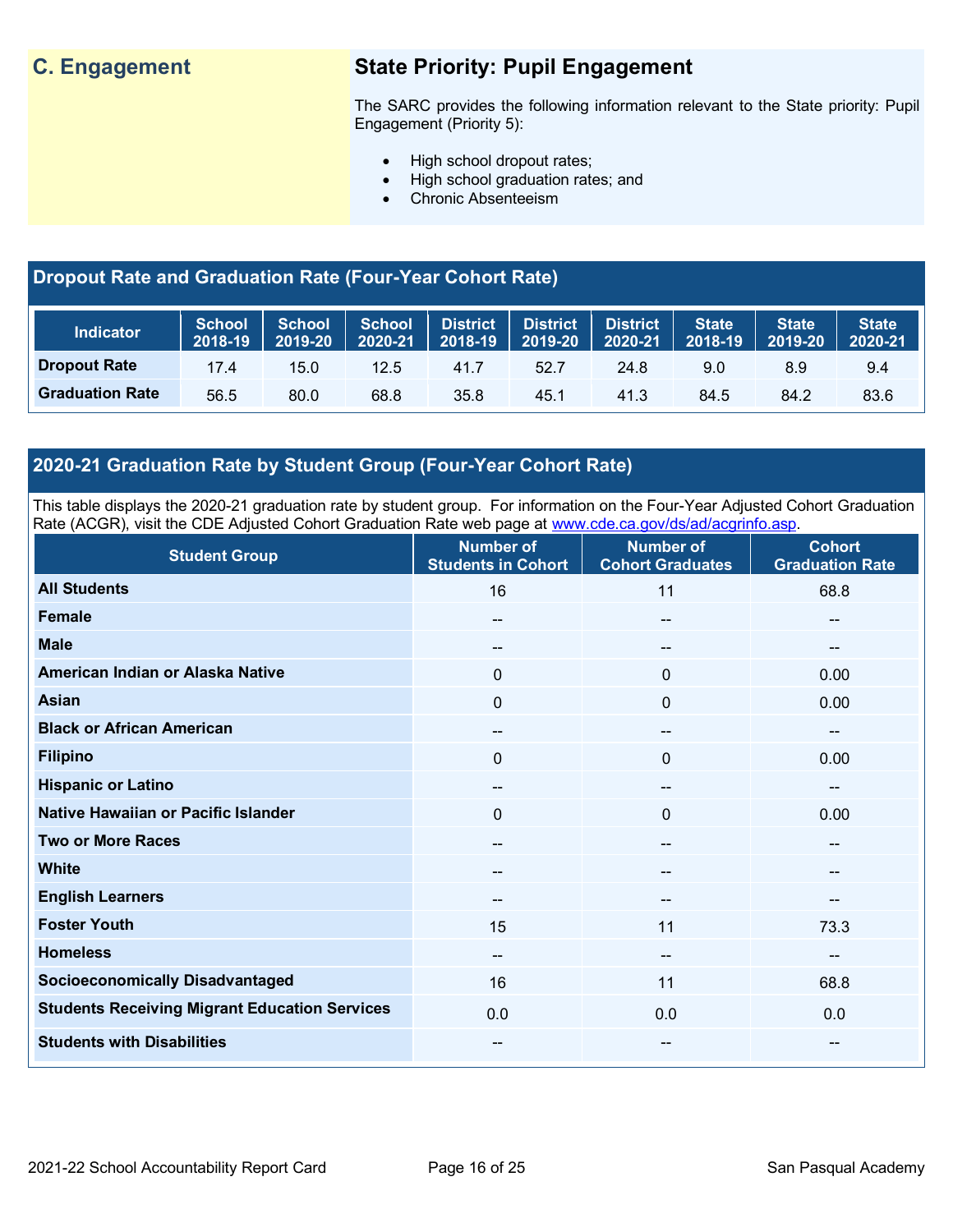## C. Engagement

### State Priority: Pupil Engagement

The SARC provides the following information relevant to the State priority: Pupil Engagement (Priority 5):

- High school dropout rates;
- High school graduation rates; and
- Chronic Absenteeism

### Dropout Rate and Graduation Rate (Four-Year Cohort Rate)

| Indicator | School 2018-19 | School 2019-20 | School 2020-21 | District 2018-19 | District 2019-20 | District 2020-21 | State 2018-19 | State 2019-20 | State 2020-21 |
|---|---|---|---|---|---|---|---|---|---|
| **Dropout Rate** | 17.4 | 15.0 | 12.5 | 41.7 | 52.7 | 24.8 | 9.0 | 8.9 | 9.4 |
| **Graduation Rate** | 56.5 | 80.0 | 68.8 | 35.8 | 45.1 | 41.3 | 84.5 | 84.2 | 83.6 |

### 2020-21 Graduation Rate by Student Group (Four-Year Cohort Rate)

This table displays the 2020-21 graduation rate by student group. For information on the Four-Year Adjusted Cohort Graduation Rate (ACGR), visit the CDE Adjusted Cohort Graduation Rate web page at www.cde.ca.gov/ds/ad/acgrinfo.asp.

| Student Group | Number of Students in Cohort | Number of Cohort Graduates | Cohort Graduation Rate |
|---|---|---|---|
| **All Students** | 16 | 11 | 68.8 |
| **Female** | -- | -- | -- |
| **Male** | -- | -- | -- |
| **American Indian or Alaska Native** | 0 | 0 | 0.00 |
| **Asian** | 0 | 0 | 0.00 |
| **Black or African American** | -- | -- | -- |
| **Filipino** | 0 | 0 | 0.00 |
| **Hispanic or Latino** | -- | -- | -- |
| **Native Hawaiian or Pacific Islander** | 0 | 0 | 0.00 |
| **Two or More Races** | -- | -- | -- |
| **White** | -- | -- | -- |
| **English Learners** | -- | -- | -- |
| **Foster Youth** | 15 | 11 | 73.3 |
| **Homeless** | -- | -- | -- |
| **Socioeconomically Disadvantaged** | 16 | 11 | 68.8 |
| **Students Receiving Migrant Education Services** | 0.0 | 0.0 | 0.0 |
| **Students with Disabilities** | -- | -- | -- |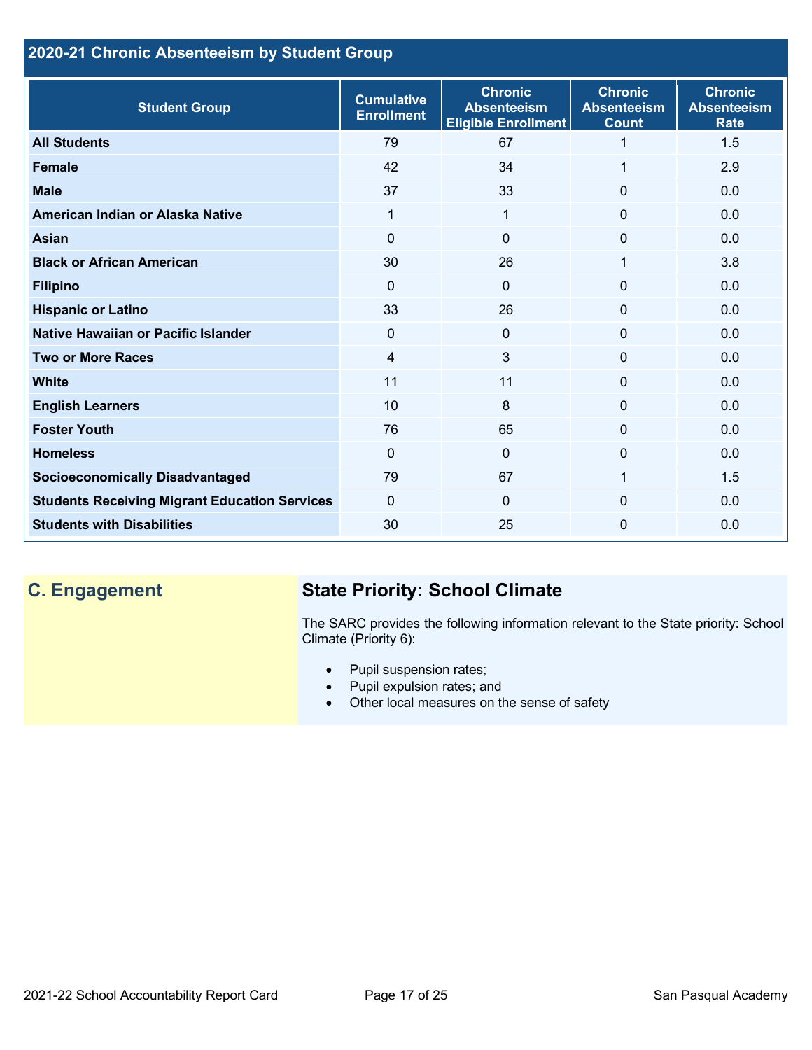## 2020-21 Chronic Absenteeism by Student Group

| Student Group | Cumulative Enrollment | Chronic Absenteeism Eligible Enrollment | Chronic Absenteeism Count | Chronic Absenteeism Rate |
|---|---|---|---|---|
| **All Students** | 79 | 67 | 1 | 1.5 |
| **Female** | 42 | 34 | 1 | 2.9 |
| **Male** | 37 | 33 | 0 | 0.0 |
| **American Indian or Alaska Native** | 1 | 1 | 0 | 0.0 |
| **Asian** | 0 | 0 | 0 | 0.0 |
| **Black or African American** | 30 | 26 | 1 | 3.8 |
| **Filipino** | 0 | 0 | 0 | 0.0 |
| **Hispanic or Latino** | 33 | 26 | 0 | 0.0 |
| **Native Hawaiian or Pacific Islander** | 0 | 0 | 0 | 0.0 |
| **Two or More Races** | 4 | 3 | 0 | 0.0 |
| **White** | 11 | 11 | 0 | 0.0 |
| **English Learners** | 10 | 8 | 0 | 0.0 |
| **Foster Youth** | 76 | 65 | 0 | 0.0 |
| **Homeless** | 0 | 0 | 0 | 0.0 |
| **Socioeconomically Disadvantaged** | 79 | 67 | 1 | 1.5 |
| **Students Receiving Migrant Education Services** | 0 | 0 | 0 | 0.0 |
| **Students with Disabilities** | 30 | 25 | 0 | 0.0 |

## C. Engagement

### State Priority: School Climate

The SARC provides the following information relevant to the State priority: School Climate (Priority 6):

- Pupil suspension rates;
- Pupil expulsion rates; and
- Other local measures on the sense of safety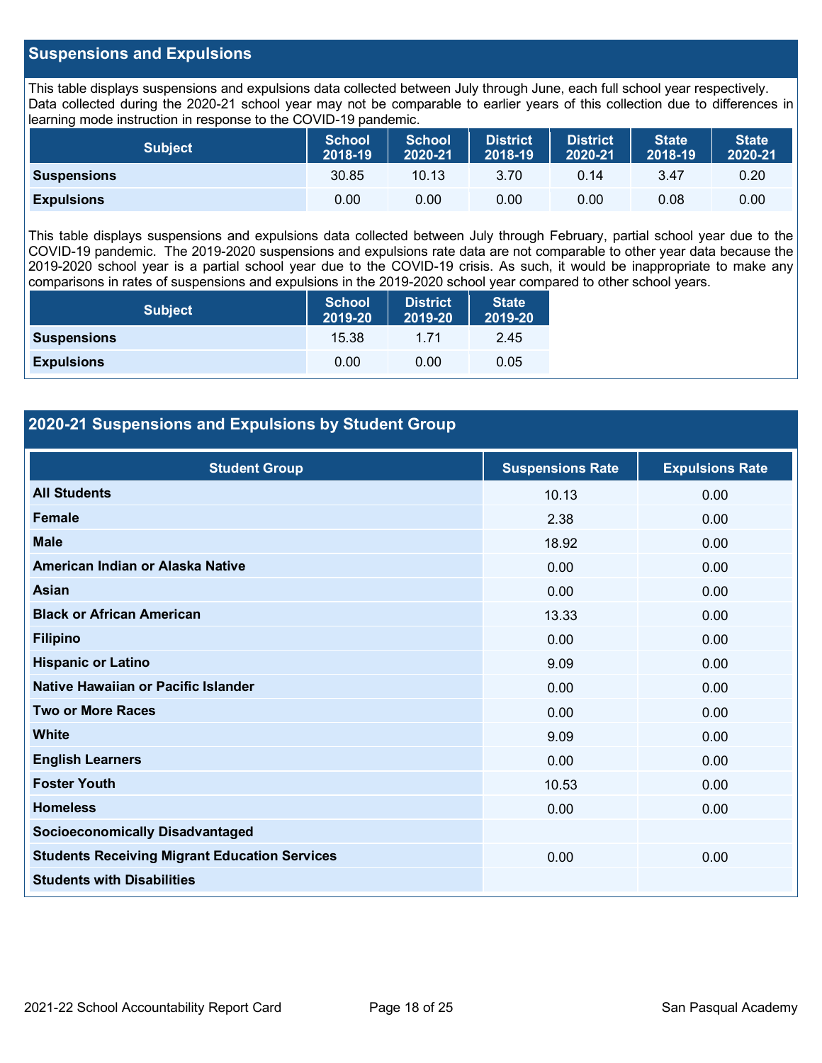## Suspensions and Expulsions

This table displays suspensions and expulsions data collected between July through June, each full school year respectively. Data collected during the 2020-21 school year may not be comparable to earlier years of this collection due to differences in learning mode instruction in response to the COVID-19 pandemic.

| Subject | School 2018-19 | School 2020-21 | District 2018-19 | District 2020-21 | State 2018-19 | State 2020-21 |
|---|---|---|---|---|---|---|
| Suspensions | 30.85 | 10.13 | 3.70 | 0.14 | 3.47 | 0.20 |
| Expulsions | 0.00 | 0.00 | 0.00 | 0.00 | 0.08 | 0.00 |

This table displays suspensions and expulsions data collected between July through February, partial school year due to the COVID-19 pandemic. The 2019-2020 suspensions and expulsions rate data are not comparable to other year data because the 2019-2020 school year is a partial school year due to the COVID-19 crisis. As such, it would be inappropriate to make any comparisons in rates of suspensions and expulsions in the 2019-2020 school year compared to other school years.

| Subject | School 2019-20 | District 2019-20 | State 2019-20 |
|---|---|---|---|
| Suspensions | 15.38 | 1.71 | 2.45 |
| Expulsions | 0.00 | 0.00 | 0.05 |

## 2020-21 Suspensions and Expulsions by Student Group

| Student Group | Suspensions Rate | Expulsions Rate |
|---|---|---|
| All Students | 10.13 | 0.00 |
| Female | 2.38 | 0.00 |
| Male | 18.92 | 0.00 |
| American Indian or Alaska Native | 0.00 | 0.00 |
| Asian | 0.00 | 0.00 |
| Black or African American | 13.33 | 0.00 |
| Filipino | 0.00 | 0.00 |
| Hispanic or Latino | 9.09 | 0.00 |
| Native Hawaiian or Pacific Islander | 0.00 | 0.00 |
| Two or More Races | 0.00 | 0.00 |
| White | 9.09 | 0.00 |
| English Learners | 0.00 | 0.00 |
| Foster Youth | 10.53 | 0.00 |
| Homeless | 0.00 | 0.00 |
| Socioeconomically Disadvantaged | | |
| Students Receiving Migrant Education Services | 0.00 | 0.00 |
| Students with Disabilities | | |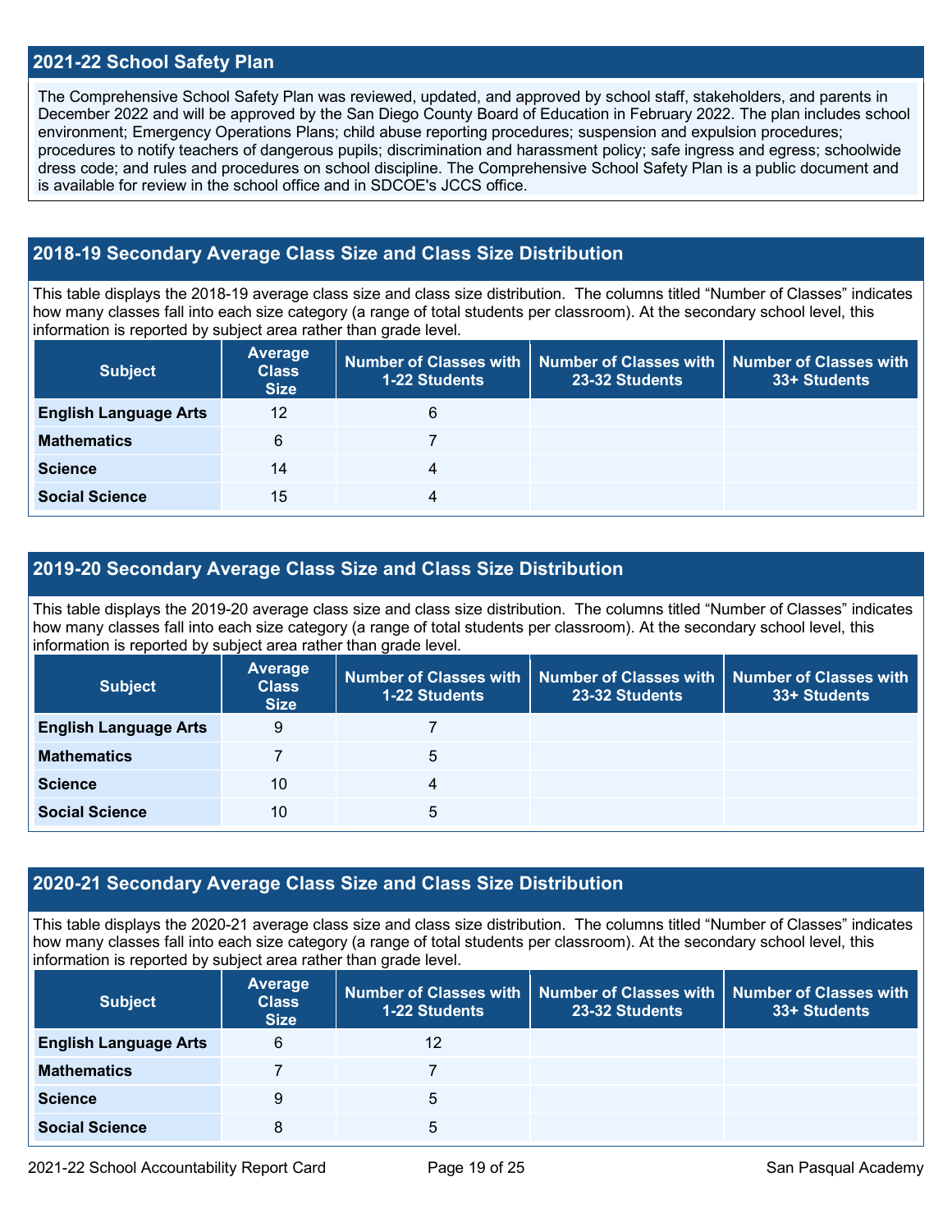## 2021-22 School Safety Plan

The Comprehensive School Safety Plan was reviewed, updated, and approved by school staff, stakeholders, and parents in December 2022 and will be approved by the San Diego County Board of Education in February 2022. The plan includes school environment; Emergency Operations Plans; child abuse reporting procedures; suspension and expulsion procedures; procedures to notify teachers of dangerous pupils; discrimination and harassment policy; safe ingress and egress; schoolwide dress code; and rules and procedures on school discipline. The Comprehensive School Safety Plan is a public document and is available for review in the school office and in SDCOE's JCCS office.

## 2018-19 Secondary Average Class Size and Class Size Distribution

This table displays the 2018-19 average class size and class size distribution. The columns titled "Number of Classes" indicates how many classes fall into each size category (a range of total students per classroom). At the secondary school level, this information is reported by subject area rather than grade level.

| Subject | Average Class Size | Number of Classes with 1-22 Students | Number of Classes with 23-32 Students | Number of Classes with 33+ Students |
|---|---|---|---|---|
| **English Language Arts** | 12 | 6 | | |
| **Mathematics** | 6 | 7 | | |
| **Science** | 14 | 4 | | |
| **Social Science** | 15 | 4 | | |

## 2019-20 Secondary Average Class Size and Class Size Distribution

This table displays the 2019-20 average class size and class size distribution. The columns titled "Number of Classes" indicates how many classes fall into each size category (a range of total students per classroom). At the secondary school level, this information is reported by subject area rather than grade level.

| Subject | Average Class Size | Number of Classes with 1-22 Students | Number of Classes with 23-32 Students | Number of Classes with 33+ Students |
|---|---|---|---|---|
| **English Language Arts** | 9 | 7 | | |
| **Mathematics** | 7 | 5 | | |
| **Science** | 10 | 4 | | |
| **Social Science** | 10 | 5 | | |

## 2020-21 Secondary Average Class Size and Class Size Distribution

This table displays the 2020-21 average class size and class size distribution. The columns titled "Number of Classes" indicates how many classes fall into each size category (a range of total students per classroom). At the secondary school level, this information is reported by subject area rather than grade level.

| Subject | Average Class Size | Number of Classes with 1-22 Students | Number of Classes with 23-32 Students | Number of Classes with 33+ Students |
|---|---|---|---|---|
| **English Language Arts** | 6 | 12 | | |
| **Mathematics** | 7 | 7 | | |
| **Science** | 9 | 5 | | |
| **Social Science** | 8 | 5 | | |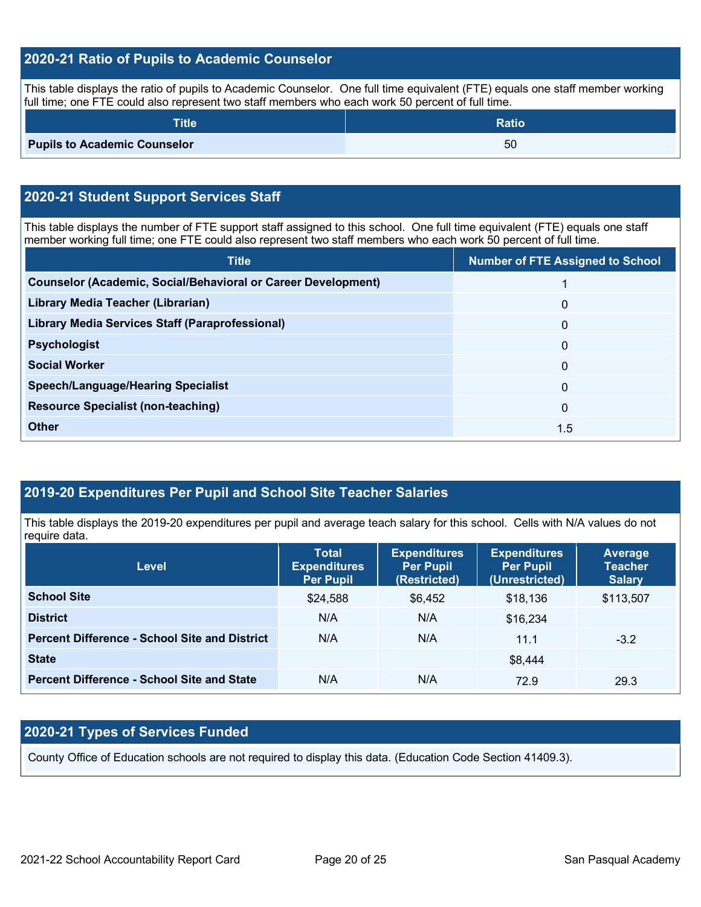## 2020-21 Ratio of Pupils to Academic Counselor

This table displays the ratio of pupils to Academic Counselor. One full time equivalent (FTE) equals one staff member working full time; one FTE could also represent two staff members who each work 50 percent of full time.

| Title | Ratio |
|---|---|
| **Pupils to Academic Counselor** | 50 |

## 2020-21 Student Support Services Staff

This table displays the number of FTE support staff assigned to this school. One full time equivalent (FTE) equals one staff member working full time; one FTE could also represent two staff members who each work 50 percent of full time.

| Title | Number of FTE Assigned to School |
|---|---|
| **Counselor (Academic, Social/Behavioral or Career Development)** | 1 |
| **Library Media Teacher (Librarian)** | 0 |
| **Library Media Services Staff (Paraprofessional)** | 0 |
| **Psychologist** | 0 |
| **Social Worker** | 0 |
| **Speech/Language/Hearing Specialist** | 0 |
| **Resource Specialist (non-teaching)** | 0 |
| **Other** | 1.5 |

## 2019-20 Expenditures Per Pupil and School Site Teacher Salaries

This table displays the 2019-20 expenditures per pupil and average teach salary for this school. Cells with N/A values do not require data.

| Level | Total Expenditures Per Pupil | Expenditures Per Pupil (Restricted) | Expenditures Per Pupil (Unrestricted) | Average Teacher Salary |
|---|---|---|---|---|
| **School Site** | $24,588 | $6,452 | $18,136 | $113,507 |
| **District** | N/A | N/A | $16,234 | |
| **Percent Difference - School Site and District** | N/A | N/A | 11.1 | -3.2 |
| **State** | | | $8,444 | |
| **Percent Difference - School Site and State** | N/A | N/A | 72.9 | 29.3 |

## 2020-21 Types of Services Funded

County Office of Education schools are not required to display this data. (Education Code Section 41409.3).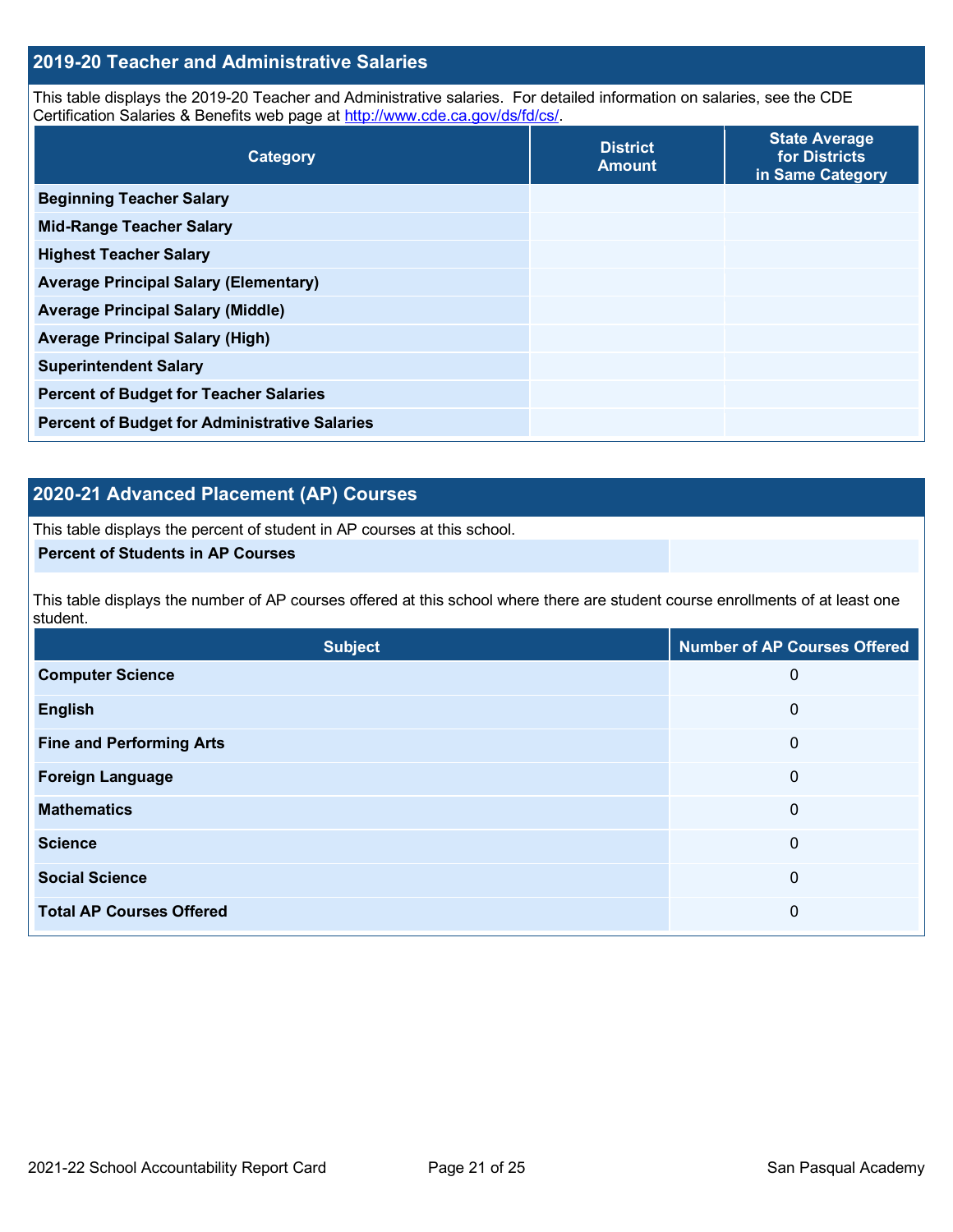## 2019-20 Teacher and Administrative Salaries

This table displays the 2019-20 Teacher and Administrative salaries. For detailed information on salaries, see the CDE Certification Salaries & Benefits web page at http://www.cde.ca.gov/ds/fd/cs/.

| Category | District Amount | State Average for Districts in Same Category |
|---|---|---|
| **Beginning Teacher Salary** | | |
| **Mid-Range Teacher Salary** | | |
| **Highest Teacher Salary** | | |
| **Average Principal Salary (Elementary)** | | |
| **Average Principal Salary (Middle)** | | |
| **Average Principal Salary (High)** | | |
| **Superintendent Salary** | | |
| **Percent of Budget for Teacher Salaries** | | |
| **Percent of Budget for Administrative Salaries** | | |

## 2020-21 Advanced Placement (AP) Courses

This table displays the percent of student in AP courses at this school.

| | |
|---|---|
| **Percent of Students in AP Courses** | |

This table displays the number of AP courses offered at this school where there are student course enrollments of at least one student.

| Subject | Number of AP Courses Offered |
|---|---|
| **Computer Science** | 0 |
| **English** | 0 |
| **Fine and Performing Arts** | 0 |
| **Foreign Language** | 0 |
| **Mathematics** | 0 |
| **Science** | 0 |
| **Social Science** | 0 |
| **Total AP Courses Offered** | 0 |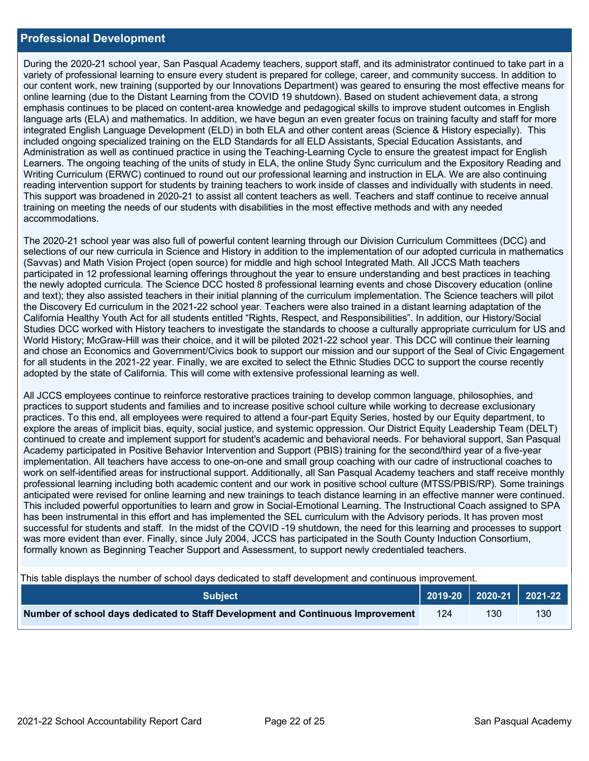## Professional Development

During the 2020-21 school year, San Pasqual Academy teachers, support staff, and its administrator continued to take part in a variety of professional learning to ensure every student is prepared for college, career, and community success. In addition to our content work, new training (supported by our Innovations Department) was geared to ensuring the most effective means for online learning (due to the Distant Learning from the COVID 19 shutdown). Based on student achievement data, a strong emphasis continues to be placed on content-area knowledge and pedagogical skills to improve student outcomes in English language arts (ELA) and mathematics. In addition, we have begun an even greater focus on training faculty and staff for more integrated English Language Development (ELD) in both ELA and other content areas (Science & History especially). This included ongoing specialized training on the ELD Standards for all ELD Assistants, Special Education Assistants, and Administration as well as continued practice in using the Teaching-Learning Cycle to ensure the greatest impact for English Learners. The ongoing teaching of the units of study in ELA, the online Study Sync curriculum and the Expository Reading and Writing Curriculum (ERWC) continued to round out our professional learning and instruction in ELA. We are also continuing reading intervention support for students by training teachers to work inside of classes and individually with students in need. This support was broadened in 2020-21 to assist all content teachers as well. Teachers and staff continue to receive annual training on meeting the needs of our students with disabilities in the most effective methods and with any needed accommodations.

The 2020-21 school year was also full of powerful content learning through our Division Curriculum Committees (DCC) and selections of our new curricula in Science and History in addition to the implementation of our adopted curricula in mathematics (Savvas) and Math Vision Project (open source) for middle and high school Integrated Math. All JCCS Math teachers participated in 12 professional learning offerings throughout the year to ensure understanding and best practices in teaching the newly adopted curricula. The Science DCC hosted 8 professional learning events and chose Discovery education (online and text); they also assisted teachers in their initial planning of the curriculum implementation. The Science teachers will pilot the Discovery Ed curriculum in the 2021-22 school year. Teachers were also trained in a distant learning adaptation of the California Healthy Youth Act for all students entitled "Rights, Respect, and Responsibilities". In addition, our History/Social Studies DCC worked with History teachers to investigate the standards to choose a culturally appropriate curriculum for US and World History; McGraw-Hill was their choice, and it will be piloted 2021-22 school year. This DCC will continue their learning and chose an Economics and Government/Civics book to support our mission and our support of the Seal of Civic Engagement for all students in the 2021-22 year. Finally, we are excited to select the Ethnic Studies DCC to support the course recently adopted by the state of California. This will come with extensive professional learning as well.

All JCCS employees continue to reinforce restorative practices training to develop common language, philosophies, and practices to support students and families and to increase positive school culture while working to decrease exclusionary practices. To this end, all employees were required to attend a four-part Equity Series, hosted by our Equity department, to explore the areas of implicit bias, equity, social justice, and systemic oppression. Our District Equity Leadership Team (DELT) continued to create and implement support for student's academic and behavioral needs. For behavioral support, San Pasqual Academy participated in Positive Behavior Intervention and Support (PBIS) training for the second/third year of a five-year implementation. All teachers have access to one-on-one and small group coaching with our cadre of instructional coaches to work on self-identified areas for instructional support. Additionally, all San Pasqual Academy teachers and staff receive monthly professional learning including both academic content and our work in positive school culture (MTSS/PBIS/RP). Some trainings anticipated were revised for online learning and new trainings to teach distance learning in an effective manner were continued. This included powerful opportunities to learn and grow in Social-Emotional Learning. The Instructional Coach assigned to SPA has been instrumental in this effort and has implemented the SEL curriculum with the Advisory periods. It has proven most successful for students and staff. In the midst of the COVID -19 shutdown, the need for this learning and processes to support was more evident than ever. Finally, since July 2004, JCCS has participated in the South County Induction Consortium, formally known as Beginning Teacher Support and Assessment, to support newly credentialed teachers.

This table displays the number of school days dedicated to staff development and continuous improvement.

| Subject | 2019-20 | 2020-21 | 2021-22 |
|---|---|---|---|
| **Number of school days dedicated to Staff Development and Continuous Improvement** | 124 | 130 | 130 |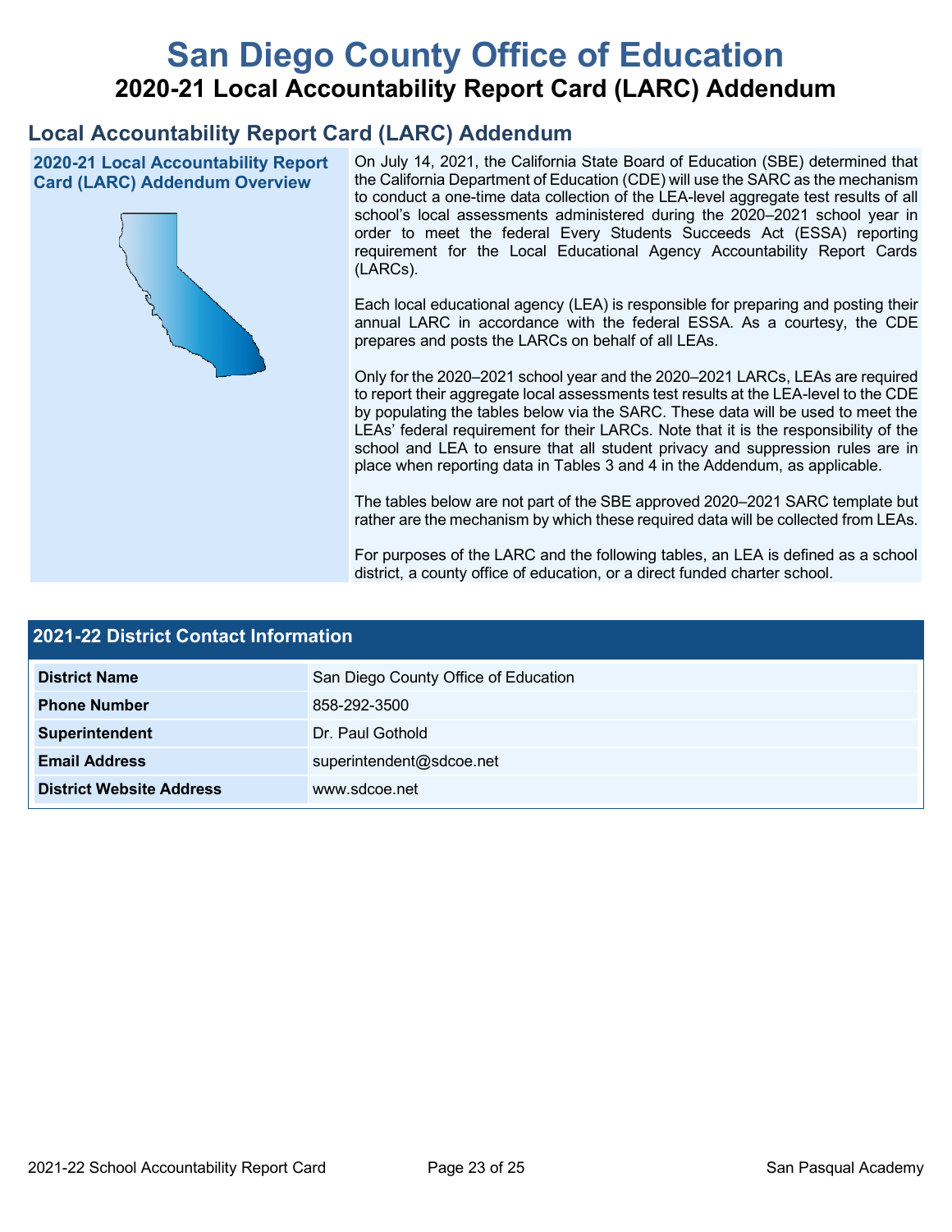# San Diego County Office of Education

## 2020-21 Local Accountability Report Card (LARC) Addendum

## Local Accountability Report Card (LARC) Addendum

### 2020-21 Local Accountability Report Card (LARC) Addendum Overview

On July 14, 2021, the California State Board of Education (SBE) determined that the California Department of Education (CDE) will use the SARC as the mechanism to conduct a one-time data collection of the LEA-level aggregate test results of all school's local assessments administered during the 2020–2021 school year in order to meet the federal Every Students Succeeds Act (ESSA) reporting requirement for the Local Educational Agency Accountability Report Cards (LARCs).

Each local educational agency (LEA) is responsible for preparing and posting their annual LARC in accordance with the federal ESSA. As a courtesy, the CDE prepares and posts the LARCs on behalf of all LEAs.

Only for the 2020–2021 school year and the 2020–2021 LARCs, LEAs are required to report their aggregate local assessments test results at the LEA-level to the CDE by populating the tables below via the SARC. These data will be used to meet the LEAs' federal requirement for their LARCs. Note that it is the responsibility of the school and LEA to ensure that all student privacy and suppression rules are in place when reporting data in Tables 3 and 4 in the Addendum, as applicable.

The tables below are not part of the SBE approved 2020–2021 SARC template but rather are the mechanism by which these required data will be collected from LEAs.

For purposes of the LARC and the following tables, an LEA is defined as a school district, a county office of education, or a direct funded charter school.

### 2021-22 District Contact Information

| 2021-22 District Contact Information | |
|---|---|
| **District Name** | San Diego County Office of Education |
| **Phone Number** | 858-292-3500 |
| **Superintendent** | Dr. Paul Gothold |
| **Email Address** | superintendent@sdcoe.net |
| **District Website Address** | www.sdcoe.net |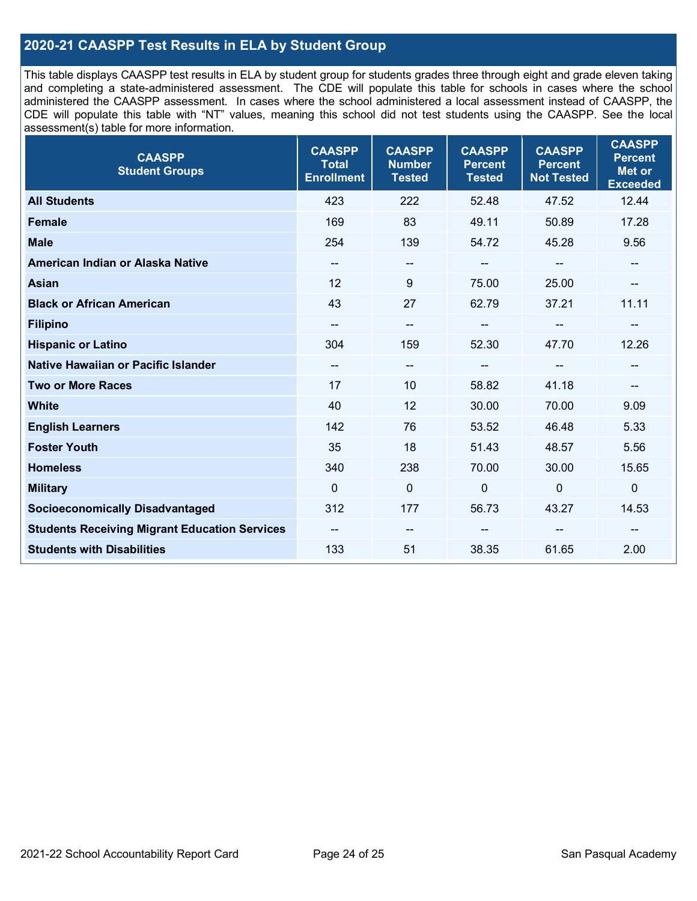## 2020-21 CAASPP Test Results in ELA by Student Group

This table displays CAASPP test results in ELA by student group for students grades three through eight and grade eleven taking and completing a state-administered assessment. The CDE will populate this table for schools in cases where the school administered the CAASPP assessment. In cases where the school administered a local assessment instead of CAASPP, the CDE will populate this table with "NT" values, meaning this school did not test students using the CAASPP. See the local assessment(s) table for more information.

| CAASPP Student Groups | CAASPP Total Enrollment | CAASPP Number Tested | CAASPP Percent Tested | CAASPP Percent Not Tested | CAASPP Percent Met or Exceeded |
|---|---|---|---|---|---|
| **All Students** | 423 | 222 | 52.48 | 47.52 | 12.44 |
| **Female** | 169 | 83 | 49.11 | 50.89 | 17.28 |
| **Male** | 254 | 139 | 54.72 | 45.28 | 9.56 |
| **American Indian or Alaska Native** | -- | -- | -- | -- | -- |
| **Asian** | 12 | 9 | 75.00 | 25.00 | -- |
| **Black or African American** | 43 | 27 | 62.79 | 37.21 | 11.11 |
| **Filipino** | -- | -- | -- | -- | -- |
| **Hispanic or Latino** | 304 | 159 | 52.30 | 47.70 | 12.26 |
| **Native Hawaiian or Pacific Islander** | -- | -- | -- | -- | -- |
| **Two or More Races** | 17 | 10 | 58.82 | 41.18 | -- |
| **White** | 40 | 12 | 30.00 | 70.00 | 9.09 |
| **English Learners** | 142 | 76 | 53.52 | 46.48 | 5.33 |
| **Foster Youth** | 35 | 18 | 51.43 | 48.57 | 5.56 |
| **Homeless** | 340 | 238 | 70.00 | 30.00 | 15.65 |
| **Military** | 0 | 0 | 0 | 0 | 0 |
| **Socioeconomically Disadvantaged** | 312 | 177 | 56.73 | 43.27 | 14.53 |
| **Students Receiving Migrant Education Services** | -- | -- | -- | -- | -- |
| **Students with Disabilities** | 133 | 51 | 38.35 | 61.65 | 2.00 |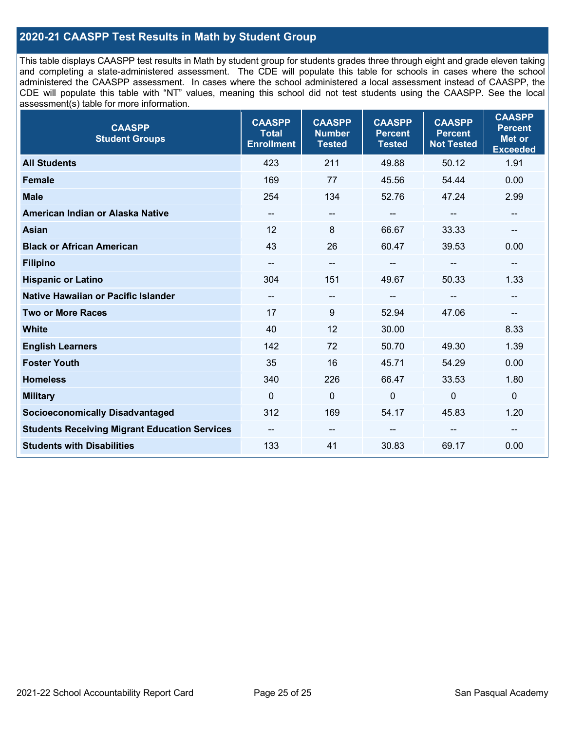## 2020-21 CAASPP Test Results in Math by Student Group

This table displays CAASPP test results in Math by student group for students grades three through eight and grade eleven taking and completing a state-administered assessment. The CDE will populate this table for schools in cases where the school administered the CAASPP assessment. In cases where the school administered a local assessment instead of CAASPP, the CDE will populate this table with "NT" values, meaning this school did not test students using the CAASPP. See the local assessment(s) table for more information.

| CAASPP Student Groups | CAASPP Total Enrollment | CAASPP Number Tested | CAASPP Percent Tested | CAASPP Percent Not Tested | CAASPP Percent Met or Exceeded |
|---|---|---|---|---|---|
| **All Students** | 423 | 211 | 49.88 | 50.12 | 1.91 |
| **Female** | 169 | 77 | 45.56 | 54.44 | 0.00 |
| **Male** | 254 | 134 | 52.76 | 47.24 | 2.99 |
| **American Indian or Alaska Native** | -- | -- | -- | -- | -- |
| **Asian** | 12 | 8 | 66.67 | 33.33 | -- |
| **Black or African American** | 43 | 26 | 60.47 | 39.53 | 0.00 |
| **Filipino** | -- | -- | -- | -- | -- |
| **Hispanic or Latino** | 304 | 151 | 49.67 | 50.33 | 1.33 |
| **Native Hawaiian or Pacific Islander** | -- | -- | -- | -- | -- |
| **Two or More Races** | 17 | 9 | 52.94 | 47.06 | -- |
| **White** | 40 | 12 | 30.00 | | 8.33 |
| **English Learners** | 142 | 72 | 50.70 | 49.30 | 1.39 |
| **Foster Youth** | 35 | 16 | 45.71 | 54.29 | 0.00 |
| **Homeless** | 340 | 226 | 66.47 | 33.53 | 1.80 |
| **Military** | 0 | 0 | 0 | 0 | 0 |
| **Socioeconomically Disadvantaged** | 312 | 169 | 54.17 | 45.83 | 1.20 |
| **Students Receiving Migrant Education Services** | -- | -- | -- | -- | -- |
| **Students with Disabilities** | 133 | 41 | 30.83 | 69.17 | 0.00 |